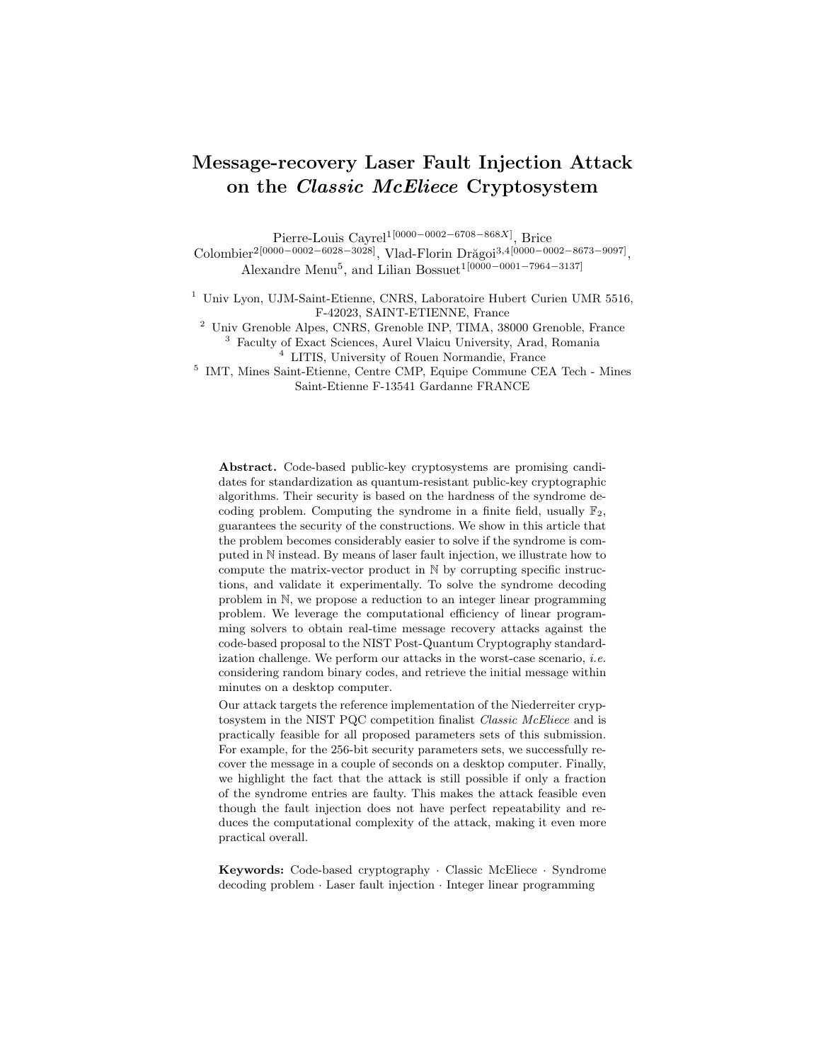# Message-recovery Laser Fault Injection Attack on the *Classic McEliece* Cryptosystem

Pierre-Louis Cayrel[1[0000−0002−6708−868X]], Brice Colombier[2[0000−0002−6028−3028]], Vlad-Florin Drăgoi[3,4[0000−0002−8673−9097]], Alexandre Menu[5], and Lilian Bossuet[1[0000−0001−7964−3137]]

[1] Univ Lyon, UJM-Saint-Etienne, CNRS, Laboratoire Hubert Curien UMR 5516, F-42023, SAINT-ETIENNE, France
[2] Univ Grenoble Alpes, CNRS, Grenoble INP, TIMA, 38000 Grenoble, France
[3] Faculty of Exact Sciences, Aurel Vlaicu University, Arad, Romania
[4] LITIS, University of Rouen Normandie, France
[5] IMT, Mines Saint-Etienne, Centre CMP, Equipe Commune CEA Tech - Mines Saint-Etienne F-13541 Gardanne FRANCE

**Abstract.** Code-based public-key cryptosystems are promising candidates for standardization as quantum-resistant public-key cryptographic algorithms. Their security is based on the hardness of the syndrome decoding problem. Computing the syndrome in a finite field, usually $\mathbb{F}_2$, guarantees the security of the constructions. We show in this article that the problem becomes considerably easier to solve if the syndrome is computed in $\mathbb{N}$ instead. By means of laser fault injection, we illustrate how to compute the matrix-vector product in $\mathbb{N}$ by corrupting specific instructions, and validate it experimentally. To solve the syndrome decoding problem in $\mathbb{N}$, we propose a reduction to an integer linear programming problem. We leverage the computational efficiency of linear programming solvers to obtain real-time message recovery attacks against the code-based proposal to the NIST Post-Quantum Cryptography standardization challenge. We perform our attacks in the worst-case scenario, *i.e.* considering random binary codes, and retrieve the initial message within minutes on a desktop computer.

Our attack targets the reference implementation of the Niederreiter cryptosystem in the NIST PQC competition finalist *Classic McEliece* and is practically feasible for all proposed parameters sets of this submission. For example, for the 256-bit security parameters sets, we successfully recover the message in a couple of seconds on a desktop computer. Finally, we highlight the fact that the attack is still possible if only a fraction of the syndrome entries are faulty. This makes the attack feasible even though the fault injection does not have perfect repeatability and reduces the computational complexity of the attack, making it even more practical overall.

**Keywords:** Code-based cryptography · Classic McEliece · Syndrome decoding problem · Laser fault injection · Integer linear programming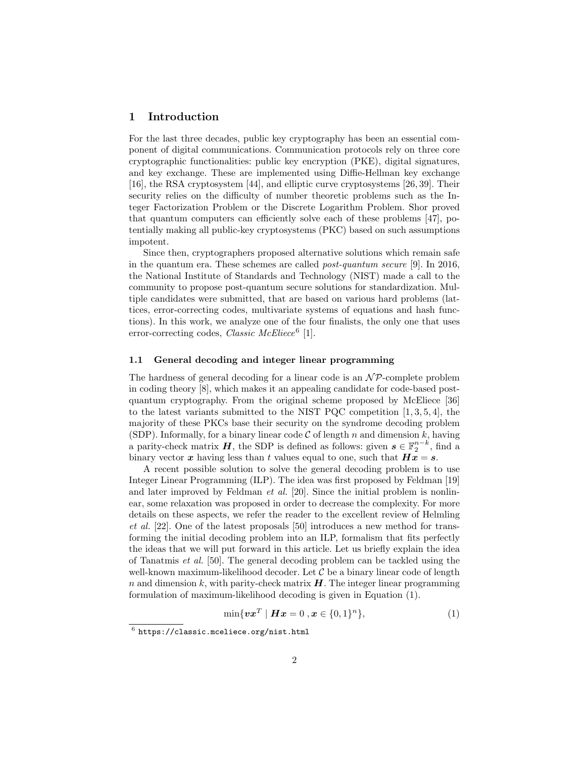## 1 Introduction

For the last three decades, public key cryptography has been an essential component of digital communications. Communication protocols rely on three core cryptographic functionalities: public key encryption (PKE), digital signatures, and key exchange. These are implemented using Diffie-Hellman key exchange [16], the RSA cryptosystem [44], and elliptic curve cryptosystems [26, 39]. Their security relies on the difficulty of number theoretic problems such as the Integer Factorization Problem or the Discrete Logarithm Problem. Shor proved that quantum computers can efficiently solve each of these problems [47], potentially making all public-key cryptosystems (PKC) based on such assumptions impotent.

Since then, cryptographers proposed alternative solutions which remain safe in the quantum era. These schemes are called *post-quantum secure* [9]. In 2016, the National Institute of Standards and Technology (NIST) made a call to the community to propose post-quantum secure solutions for standardization. Multiple candidates were submitted, that are based on various hard problems (lattices, error-correcting codes, multivariate systems of equations and hash functions). In this work, we analyze one of the four finalists, the only one that uses error-correcting codes, *Classic McEliece*[6] [1].

### 1.1 General decoding and integer linear programming

The hardness of general decoding for a linear code is an $\mathcal{NP}$-complete problem in coding theory [8], which makes it an appealing candidate for code-based post-quantum cryptography. From the original scheme proposed by McEliece [36] to the latest variants submitted to the NIST PQC competition [1, 3, 5, 4], the majority of these PKCs base their security on the syndrome decoding problem (SDP). Informally, for a binary linear code $\mathcal{C}$ of length $n$ and dimension $k$, having a parity-check matrix $\boldsymbol{H}$, the SDP is defined as follows: given $\boldsymbol{s} \in \mathbb{F}_2^{n-k}$, find a binary vector $\boldsymbol{x}$ having less than $t$ values equal to one, such that $\boldsymbol{H}\boldsymbol{x} = \boldsymbol{s}$.

A recent possible solution to solve the general decoding problem is to use Integer Linear Programming (ILP). The idea was first proposed by Feldman [19] and later improved by Feldman *et al.* [20]. Since the initial problem is nonlinear, some relaxation was proposed in order to decrease the complexity. For more details on these aspects, we refer the reader to the excellent review of Helmling *et al.* [22]. One of the latest proposals [50] introduces a new method for transforming the initial decoding problem into an ILP, formalism that fits perfectly the ideas that we will put forward in this article. Let us briefly explain the idea of Tanatmis *et al.* [50]. The general decoding problem can be tackled using the well-known maximum-likelihood decoder. Let $\mathcal{C}$ be a binary linear code of length $n$ and dimension $k$, with parity-check matrix $\boldsymbol{H}$. The integer linear programming formulation of maximum-likelihood decoding is given in Equation (1).

$$\min\{\boldsymbol{v}\boldsymbol{x}^T \mid \boldsymbol{H}\boldsymbol{x} = 0 \,, \boldsymbol{x} \in \{0,1\}^n\}, \tag{1}$$

[6] https://classic.mceliece.org/nist.html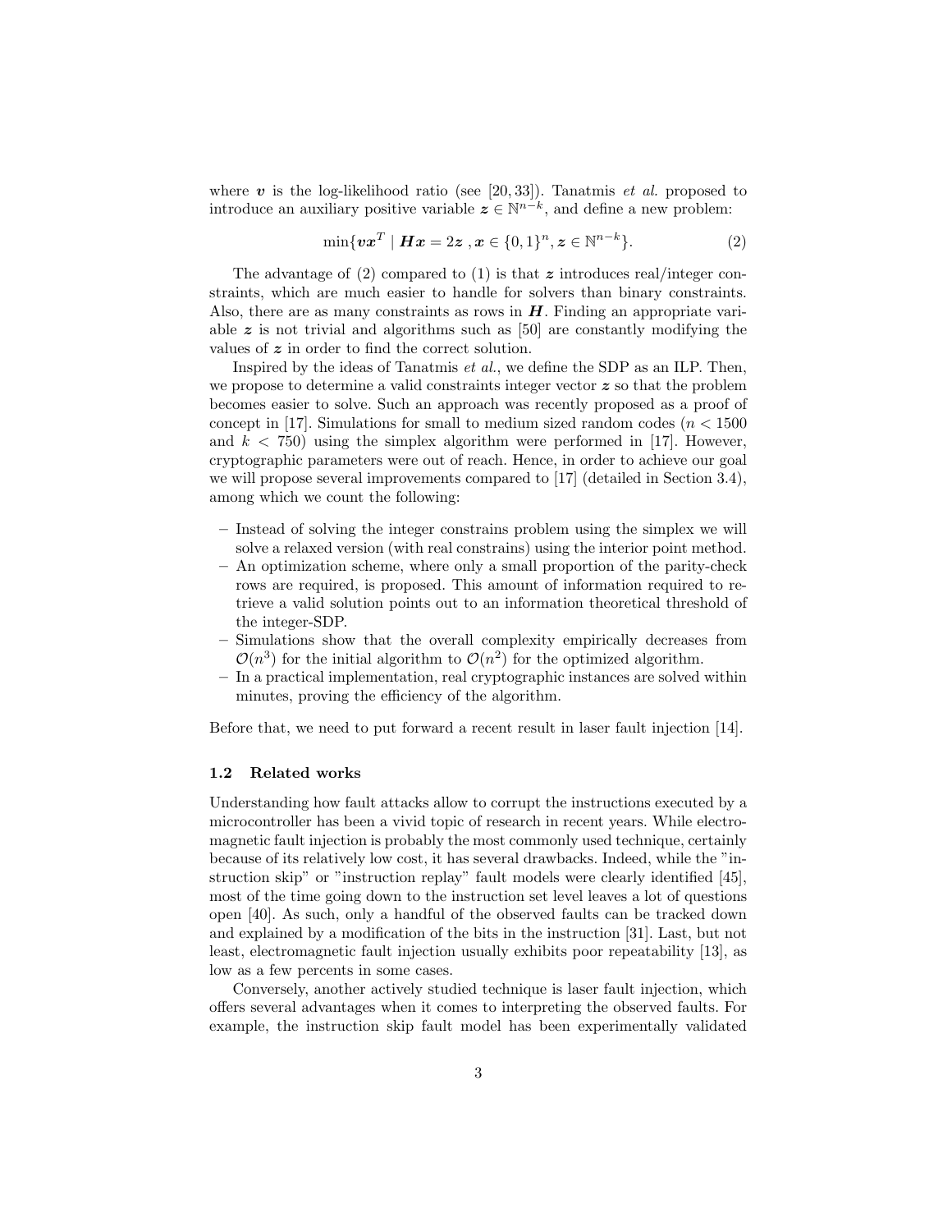where $\boldsymbol{v}$ is the log-likelihood ratio (see [20, 33]). Tanatmis *et al.* proposed to introduce an auxiliary positive variable $\boldsymbol{z} \in \mathbb{N}^{n-k}$, and define a new problem:

$$\min\{\boldsymbol{v}\boldsymbol{x}^T \mid \boldsymbol{H}\boldsymbol{x} = 2\boldsymbol{z} \ , \boldsymbol{x} \in \{0,1\}^n, \boldsymbol{z} \in \mathbb{N}^{n-k}\}. \tag{2}$$

The advantage of (2) compared to (1) is that $\boldsymbol{z}$ introduces real/integer constraints, which are much easier to handle for solvers than binary constraints. Also, there are as many constraints as rows in $\boldsymbol{H}$. Finding an appropriate variable $\boldsymbol{z}$ is not trivial and algorithms such as [50] are constantly modifying the values of $\boldsymbol{z}$ in order to find the correct solution.

Inspired by the ideas of Tanatmis *et al.*, we define the SDP as an ILP. Then, we propose to determine a valid constraints integer vector $\boldsymbol{z}$ so that the problem becomes easier to solve. Such an approach was recently proposed as a proof of concept in [17]. Simulations for small to medium sized random codes ($n < 1500$ and $k < 750$) using the simplex algorithm were performed in [17]. However, cryptographic parameters were out of reach. Hence, in order to achieve our goal we will propose several improvements compared to [17] (detailed in Section 3.4), among which we count the following:

- Instead of solving the integer constrains problem using the simplex we will solve a relaxed version (with real constrains) using the interior point method.
- An optimization scheme, where only a small proportion of the parity-check rows are required, is proposed. This amount of information required to retrieve a valid solution points out to an information theoretical threshold of the integer-SDP.
- Simulations show that the overall complexity empirically decreases from $\mathcal{O}(n^3)$ for the initial algorithm to $\mathcal{O}(n^2)$ for the optimized algorithm.
- In a practical implementation, real cryptographic instances are solved within minutes, proving the efficiency of the algorithm.

Before that, we need to put forward a recent result in laser fault injection [14].

### 1.2 Related works

Understanding how fault attacks allow to corrupt the instructions executed by a microcontroller has been a vivid topic of research in recent years. While electromagnetic fault injection is probably the most commonly used technique, certainly because of its relatively low cost, it has several drawbacks. Indeed, while the "instruction skip" or "instruction replay" fault models were clearly identified [45], most of the time going down to the instruction set level leaves a lot of questions open [40]. As such, only a handful of the observed faults can be tracked down and explained by a modification of the bits in the instruction [31]. Last, but not least, electromagnetic fault injection usually exhibits poor repeatability [13], as low as a few percents in some cases.

Conversely, another actively studied technique is laser fault injection, which offers several advantages when it comes to interpreting the observed faults. For example, the instruction skip fault model has been experimentally validated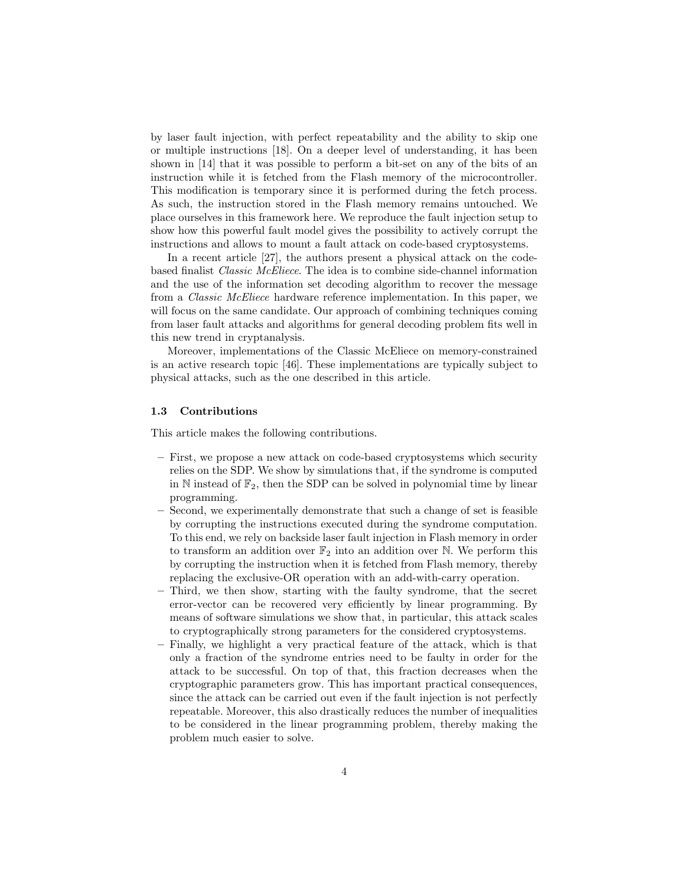by laser fault injection, with perfect repeatability and the ability to skip one or multiple instructions [18]. On a deeper level of understanding, it has been shown in [14] that it was possible to perform a bit-set on any of the bits of an instruction while it is fetched from the Flash memory of the microcontroller. This modification is temporary since it is performed during the fetch process. As such, the instruction stored in the Flash memory remains untouched. We place ourselves in this framework here. We reproduce the fault injection setup to show how this powerful fault model gives the possibility to actively corrupt the instructions and allows to mount a fault attack on code-based cryptosystems.

In a recent article [27], the authors present a physical attack on the code-based finalist *Classic McEliece*. The idea is to combine side-channel information and the use of the information set decoding algorithm to recover the message from a *Classic McEliece* hardware reference implementation. In this paper, we will focus on the same candidate. Our approach of combining techniques coming from laser fault attacks and algorithms for general decoding problem fits well in this new trend in cryptanalysis.

Moreover, implementations of the Classic McEliece on memory-constrained is an active research topic [46]. These implementations are typically subject to physical attacks, such as the one described in this article.

### 1.3 Contributions

This article makes the following contributions.

- First, we propose a new attack on code-based cryptosystems which security relies on the SDP. We show by simulations that, if the syndrome is computed in $\mathbb{N}$ instead of $\mathbb{F}_2$, then the SDP can be solved in polynomial time by linear programming.
- Second, we experimentally demonstrate that such a change of set is feasible by corrupting the instructions executed during the syndrome computation. To this end, we rely on backside laser fault injection in Flash memory in order to transform an addition over $\mathbb{F}_2$ into an addition over $\mathbb{N}$. We perform this by corrupting the instruction when it is fetched from Flash memory, thereby replacing the exclusive-OR operation with an add-with-carry operation.
- Third, we then show, starting with the faulty syndrome, that the secret error-vector can be recovered very efficiently by linear programming. By means of software simulations we show that, in particular, this attack scales to cryptographically strong parameters for the considered cryptosystems.
- Finally, we highlight a very practical feature of the attack, which is that only a fraction of the syndrome entries need to be faulty in order for the attack to be successful. On top of that, this fraction decreases when the cryptographic parameters grow. This has important practical consequences, since the attack can be carried out even if the fault injection is not perfectly repeatable. Moreover, this also drastically reduces the number of inequalities to be considered in the linear programming problem, thereby making the problem much easier to solve.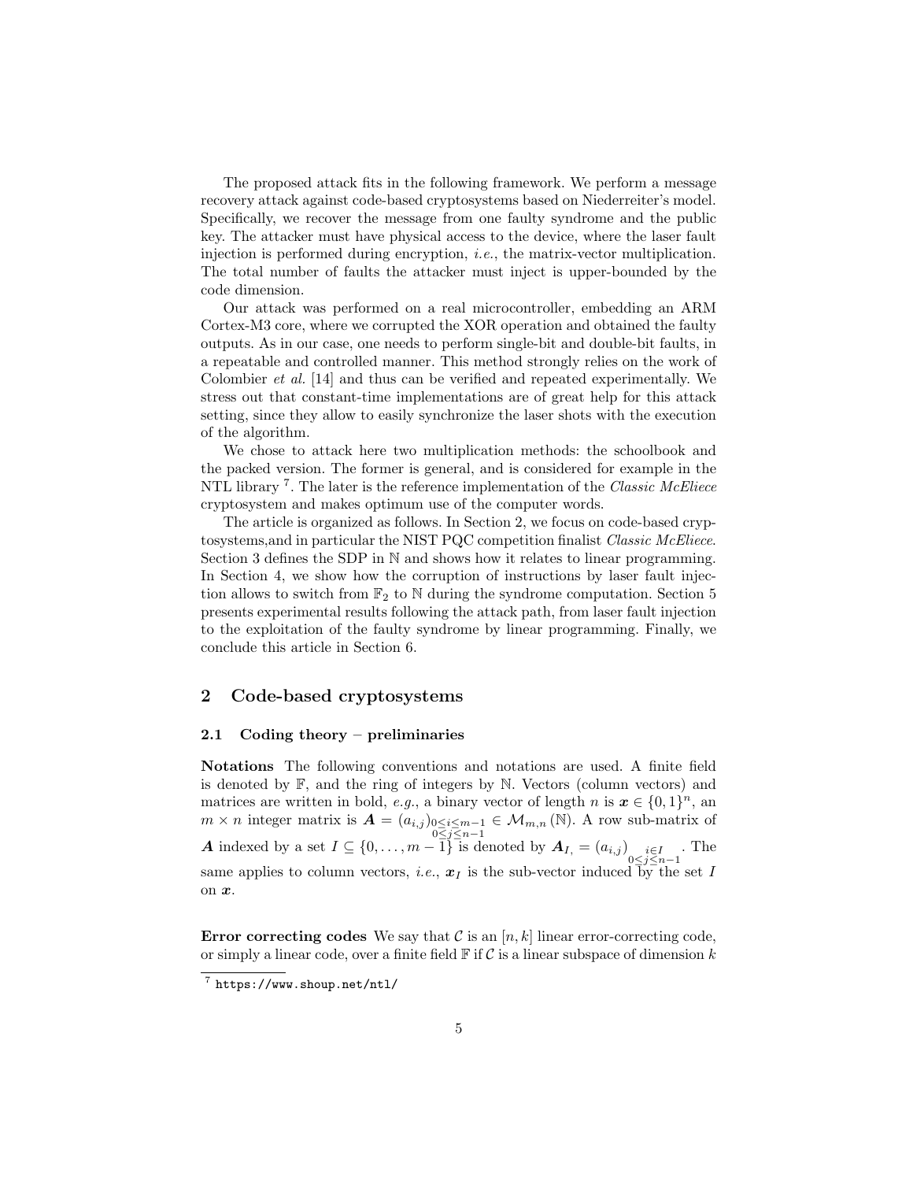The proposed attack fits in the following framework. We perform a message recovery attack against code-based cryptosystems based on Niederreiter's model. Specifically, we recover the message from one faulty syndrome and the public key. The attacker must have physical access to the device, where the laser fault injection is performed during encryption, *i.e.*, the matrix-vector multiplication. The total number of faults the attacker must inject is upper-bounded by the code dimension.

Our attack was performed on a real microcontroller, embedding an ARM Cortex-M3 core, where we corrupted the XOR operation and obtained the faulty outputs. As in our case, one needs to perform single-bit and double-bit faults, in a repeatable and controlled manner. This method strongly relies on the work of Colombier *et al.* [14] and thus can be verified and repeated experimentally. We stress out that constant-time implementations are of great help for this attack setting, since they allow to easily synchronize the laser shots with the execution of the algorithm.

We chose to attack here two multiplication methods: the schoolbook and the packed version. The former is general, and is considered for example in the NTL library [7]. The later is the reference implementation of the *Classic McEliece* cryptosystem and makes optimum use of the computer words.

The article is organized as follows. In Section 2, we focus on code-based cryptosystems,and in particular the NIST PQC competition finalist *Classic McEliece*. Section 3 defines the SDP in $\mathbb{N}$ and shows how it relates to linear programming. In Section 4, we show how the corruption of instructions by laser fault injection allows to switch from $\mathbb{F}_2$ to $\mathbb{N}$ during the syndrome computation. Section 5 presents experimental results following the attack path, from laser fault injection to the exploitation of the faulty syndrome by linear programming. Finally, we conclude this article in Section 6.

## 2 Code-based cryptosystems

### 2.1 Coding theory – preliminaries

**Notations** The following conventions and notations are used. A finite field is denoted by $\mathbb{F}$, and the ring of integers by $\mathbb{N}$. Vectors (column vectors) and matrices are written in bold, *e.g.*, a binary vector of length $n$ is $\boldsymbol{x} \in \{0,1\}^n$, an $m \times n$ integer matrix is $\boldsymbol{A} = (a_{i,j})_{\substack{0 \le i \le m-1 \\ 0 \le j \le n-1}} \in \mathcal{M}_{m,n}(\mathbb{N})$. A row sub-matrix of $\boldsymbol{A}$ indexed by a set $I \subseteq \{0, \dots, m-1\}$ is denoted by $\boldsymbol{A}_{I,} = (a_{i,j})_{\substack{i \in I \\ 0 \le j \le n-1}}$. The same applies to column vectors, *i.e.*, $\boldsymbol{x}_I$ is the sub-vector induced by the set $I$ on $\boldsymbol{x}$.

**Error correcting codes** We say that $\mathcal{C}$ is an $[n, k]$ linear error-correcting code, or simply a linear code, over a finite field $\mathbb{F}$ if $\mathcal{C}$ is a linear subspace of dimension $k$

[7] https://www.shoup.net/ntl/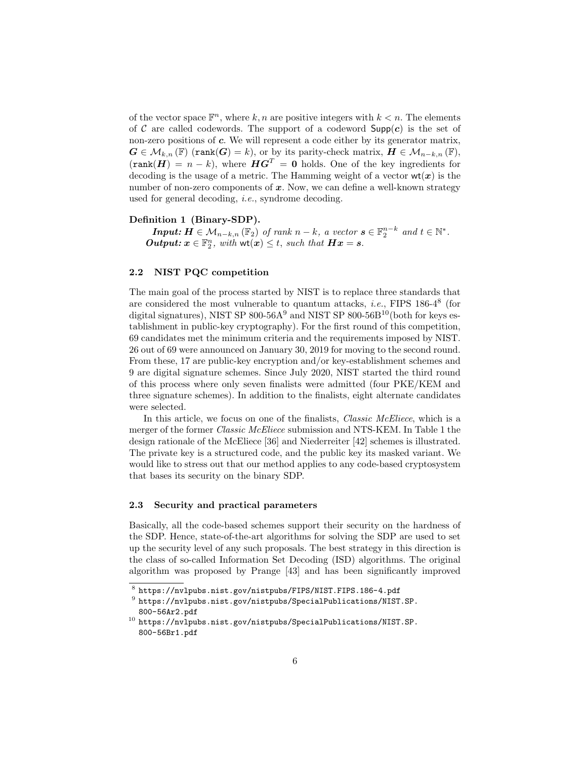of the vector space $\mathbb{F}^n$, where $k, n$ are positive integers with $k < n$. The elements of $\mathcal{C}$ are called codewords. The support of a codeword $\mathsf{Supp}(\boldsymbol{c})$ is the set of non-zero positions of $\boldsymbol{c}$. We will represent a code either by its generator matrix, $\boldsymbol{G} \in \mathcal{M}_{k,n}(\mathbb{F})$ ($\mathtt{rank}(\boldsymbol{G}) = k$), or by its parity-check matrix, $\boldsymbol{H} \in \mathcal{M}_{n-k,n}(\mathbb{F})$, ($\mathtt{rank}(\boldsymbol{H}) = n-k$), where $\boldsymbol{H}\boldsymbol{G}^T = \boldsymbol{0}$ holds. One of the key ingredients for decoding is the usage of a metric. The Hamming weight of a vector $\mathsf{wt}(\boldsymbol{x})$ is the number of non-zero components of $\boldsymbol{x}$. Now, we can define a well-known strategy used for general decoding, *i.e.*, syndrome decoding.

**Definition 1 (Binary-SDP).**
***Input:*** *$\boldsymbol{H} \in \mathcal{M}_{n-k,n}(\mathbb{F}_2)$ of rank $n-k$, a vector $\boldsymbol{s} \in \mathbb{F}_2^{n-k}$ and $t \in \mathbb{N}^*$.*
***Output:*** *$\boldsymbol{x} \in \mathbb{F}_2^n$, with $\mathsf{wt}(\boldsymbol{x}) \leq t$, such that $\boldsymbol{H}\boldsymbol{x} = \boldsymbol{s}$.*

### 2.2 NIST PQC competition

The main goal of the process started by NIST is to replace three standards that are considered the most vulnerable to quantum attacks, *i.e.*, FIPS 186-4[8] (for digital signatures), NIST SP 800-56A[9] and NIST SP 800-56B[10](both for keys establishment in public-key cryptography). For the first round of this competition, 69 candidates met the minimum criteria and the requirements imposed by NIST. 26 out of 69 were announced on January 30, 2019 for moving to the second round. From these, 17 are public-key encryption and/or key-establishment schemes and 9 are digital signature schemes. Since July 2020, NIST started the third round of this process where only seven finalists were admitted (four PKE/KEM and three signature schemes). In addition to the finalists, eight alternate candidates were selected.

In this article, we focus on one of the finalists, *Classic McEliece*, which is a merger of the former *Classic McEliece* submission and NTS-KEM. In Table 1 the design rationale of the McEliece [36] and Niederreiter [42] schemes is illustrated. The private key is a structured code, and the public key its masked variant. We would like to stress out that our method applies to any code-based cryptosystem that bases its security on the binary SDP.

### 2.3 Security and practical parameters

Basically, all the code-based schemes support their security on the hardness of the SDP. Hence, state-of-the-art algorithms for solving the SDP are used to set up the security level of any such proposals. The best strategy in this direction is the class of so-called Information Set Decoding (ISD) algorithms. The original algorithm was proposed by Prange [43] and has been significantly improved

[8] `https://nvlpubs.nist.gov/nistpubs/FIPS/NIST.FIPS.186-4.pdf`
[9] `https://nvlpubs.nist.gov/nistpubs/SpecialPublications/NIST.SP.800-56Ar2.pdf`
[10] `https://nvlpubs.nist.gov/nistpubs/SpecialPublications/NIST.SP.800-56Br1.pdf`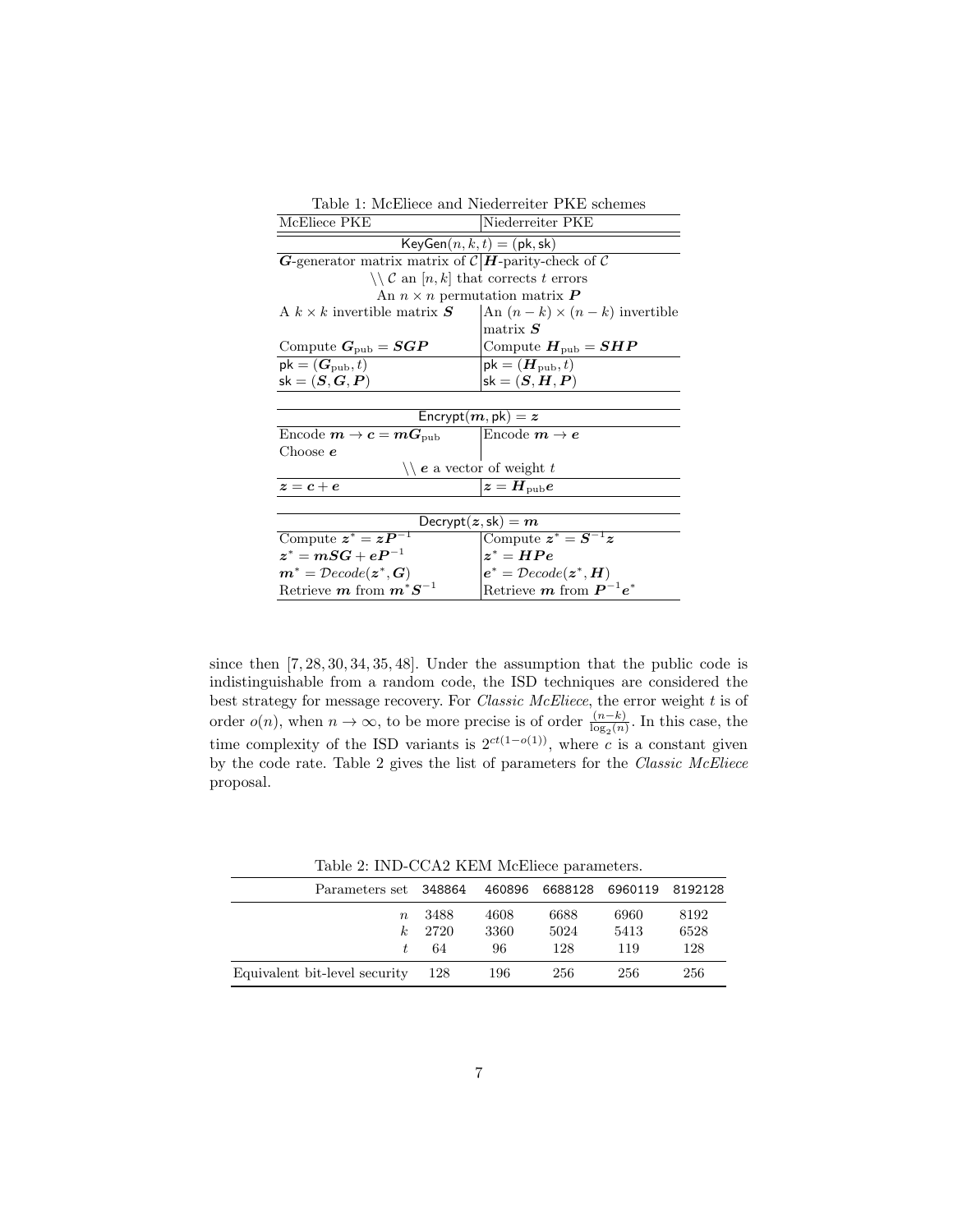Table 1: McEliece and Niederreiter PKE schemes

| McEliece PKE | Niederreiter PKE |
|---|---|
| $\mathsf{KeyGen}(n,k,t) = (\mathsf{pk}, \mathsf{sk})$ | |
| $\boldsymbol{G}$-generator matrix matrix of $\mathcal{C}$ | $\boldsymbol{H}$-parity-check of $\mathcal{C}$ |
| \\ $\mathcal{C}$ an $[n,k]$ that corrects $t$ errors | |
| An $n \times n$ permutation matrix $\boldsymbol{P}$ | |
| A $k \times k$ invertible matrix $\boldsymbol{S}$ | An $(n-k) \times (n-k)$ invertible matrix $\boldsymbol{S}$ |
| Compute $\boldsymbol{G}_{\text{pub}} = \boldsymbol{SGP}$ | Compute $\boldsymbol{H}_{\text{pub}} = \boldsymbol{SHP}$ |
| $\mathsf{pk} = (\boldsymbol{G}_{\text{pub}}, t)$ | $\mathsf{pk} = (\boldsymbol{H}_{\text{pub}}, t)$ |
| $\mathsf{sk} = (\boldsymbol{S}, \boldsymbol{G}, \boldsymbol{P})$ | $\mathsf{sk} = (\boldsymbol{S}, \boldsymbol{H}, \boldsymbol{P})$ |
| $\mathsf{Encrypt}(\boldsymbol{m}, \mathsf{pk}) = \boldsymbol{z}$ | |
| Encode $\boldsymbol{m} \to \boldsymbol{c} = \boldsymbol{m}\boldsymbol{G}_{\text{pub}}$ | Encode $\boldsymbol{m} \to \boldsymbol{e}$ |
| Choose $\boldsymbol{e}$ | |
| \\ $\boldsymbol{e}$ a vector of weight $t$ | |
| $\boldsymbol{z} = \boldsymbol{c} + \boldsymbol{e}$ | $\boldsymbol{z} = \boldsymbol{H}_{\text{pub}}\boldsymbol{e}$ |
| $\mathsf{Decrypt}(\boldsymbol{z}, \mathsf{sk}) = \boldsymbol{m}$ | |
| Compute $\boldsymbol{z}^* = \boldsymbol{z}\boldsymbol{P}^{-1}$ | Compute $\boldsymbol{z}^* = \boldsymbol{S}^{-1}\boldsymbol{z}$ |
| $\boldsymbol{z}^* = \boldsymbol{mSG} + \boldsymbol{eP}^{-1}$ | $\boldsymbol{z}^* = \boldsymbol{HPe}$ |
| $\boldsymbol{m}^* = \mathcal{D}ecode(\boldsymbol{z}^*, \boldsymbol{G})$ | $\boldsymbol{e}^* = \mathcal{D}ecode(\boldsymbol{z}^*, \boldsymbol{H})$ |
| Retrieve $\boldsymbol{m}$ from $\boldsymbol{m}^*\boldsymbol{S}^{-1}$ | Retrieve $\boldsymbol{m}$ from $\boldsymbol{P}^{-1}\boldsymbol{e}^*$ |

since then [7, 28, 30, 34, 35, 48]. Under the assumption that the public code is indistinguishable from a random code, the ISD techniques are considered the best strategy for message recovery. For *Classic McEliece*, the error weight $t$ is of order $o(n)$, when $n \to \infty$, to be more precise is of order $\frac{(n-k)}{\log_2(n)}$. In this case, the time complexity of the ISD variants is $2^{ct(1-o(1))}$, where $c$ is a constant given by the code rate. Table 2 gives the list of parameters for the *Classic McEliece* proposal.

Table 2: IND-CCA2 KEM McEliece parameters.

| Parameters set | 348864 | 460896 | 6688128 | 6960119 | 8192128 |
|---|---|---|---|---|---|
| $n$ | 3488 | 4608 | 6688 | 6960 | 8192 |
| $k$ | 2720 | 3360 | 5024 | 5413 | 6528 |
| $t$ | 64 | 96 | 128 | 119 | 128 |
| Equivalent bit-level security | 128 | 196 | 256 | 256 | 256 |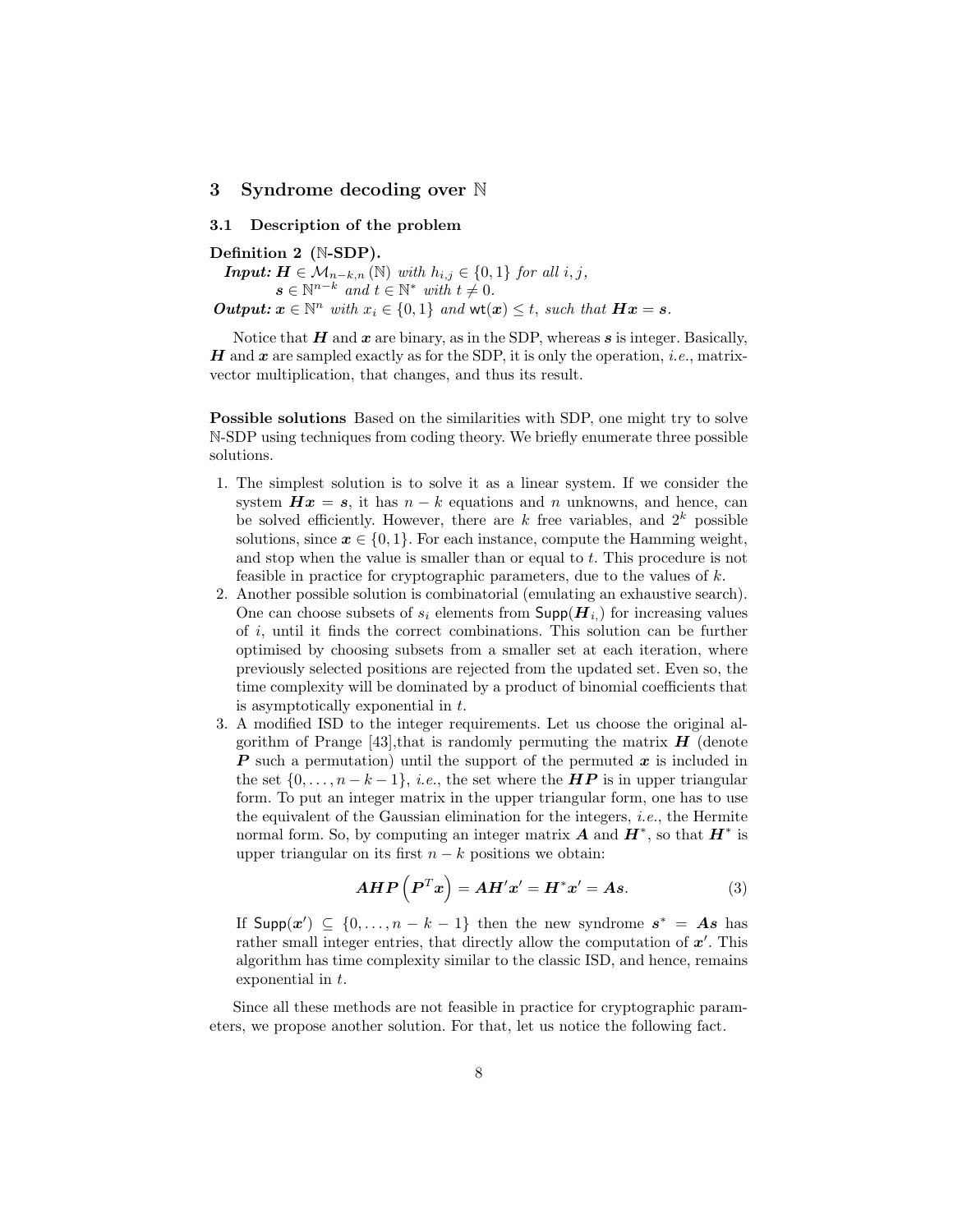## 3 Syndrome decoding over $\mathbb{N}$

### 3.1 Description of the problem

**Definition 2 ($\mathbb{N}$-SDP).**
***Input:*** $\boldsymbol{H} \in \mathcal{M}_{n-k,n}(\mathbb{N})$ *with* $h_{i,j} \in \{0,1\}$ *for all* $i, j$,
$\boldsymbol{s} \in \mathbb{N}^{n-k}$ *and* $t \in \mathbb{N}^*$ *with* $t \neq 0$.
***Output:*** $\boldsymbol{x} \in \mathbb{N}^n$ *with* $x_i \in \{0,1\}$ *and* $\mathsf{wt}(\boldsymbol{x}) \leq t$*, such that* $\boldsymbol{Hx} = \boldsymbol{s}$.

Notice that $\boldsymbol{H}$ and $\boldsymbol{x}$ are binary, as in the SDP, whereas $\boldsymbol{s}$ is integer. Basically, $\boldsymbol{H}$ and $\boldsymbol{x}$ are sampled exactly as for the SDP, it is only the operation, *i.e.*, matrix-vector multiplication, that changes, and thus its result.

**Possible solutions** Based on the similarities with SDP, one might try to solve $\mathbb{N}$-SDP using techniques from coding theory. We briefly enumerate three possible solutions.

1. The simplest solution is to solve it as a linear system. If we consider the system $\boldsymbol{Hx} = \boldsymbol{s}$, it has $n-k$ equations and $n$ unknowns, and hence, can be solved efficiently. However, there are $k$ free variables, and $2^k$ possible solutions, since $\boldsymbol{x} \in \{0,1\}$. For each instance, compute the Hamming weight, and stop when the value is smaller than or equal to $t$. This procedure is not feasible in practice for cryptographic parameters, due to the values of $k$.
2. Another possible solution is combinatorial (emulating an exhaustive search). One can choose subsets of $s_i$ elements from $\mathsf{Supp}(\boldsymbol{H}_{i,})$ for increasing values of $i$, until it finds the correct combinations. This solution can be further optimised by choosing subsets from a smaller set at each iteration, where previously selected positions are rejected from the updated set. Even so, the time complexity will be dominated by a product of binomial coefficients that is asymptotically exponential in $t$.
3. A modified ISD to the integer requirements. Let us choose the original algorithm of Prange [43],that is randomly permuting the matrix $\boldsymbol{H}$ (denote $\boldsymbol{P}$ such a permutation) until the support of the permuted $\boldsymbol{x}$ is included in the set $\{0, \ldots, n-k-1\}$, *i.e.*, the set where the $\boldsymbol{HP}$ is in upper triangular form. To put an integer matrix in the upper triangular form, one has to use the equivalent of the Gaussian elimination for the integers, *i.e.*, the Hermite normal form. So, by computing an integer matrix $\boldsymbol{A}$ and $\boldsymbol{H}^*$, so that $\boldsymbol{H}^*$ is upper triangular on its first $n-k$ positions we obtain:

$$\boldsymbol{AHP}\left(\boldsymbol{P}^T\boldsymbol{x}\right) = \boldsymbol{AH}'\boldsymbol{x}' = \boldsymbol{H}^*\boldsymbol{x}' = \boldsymbol{As}. \tag{3}$$

   If $\mathsf{Supp}(\boldsymbol{x}') \subseteq \{0, \ldots, n-k-1\}$ then the new syndrome $\boldsymbol{s}^* = \boldsymbol{As}$ has rather small integer entries, that directly allow the computation of $\boldsymbol{x}'$. This algorithm has time complexity similar to the classic ISD, and hence, remains exponential in $t$.

Since all these methods are not feasible in practice for cryptographic parameters, we propose another solution. For that, let us notice the following fact.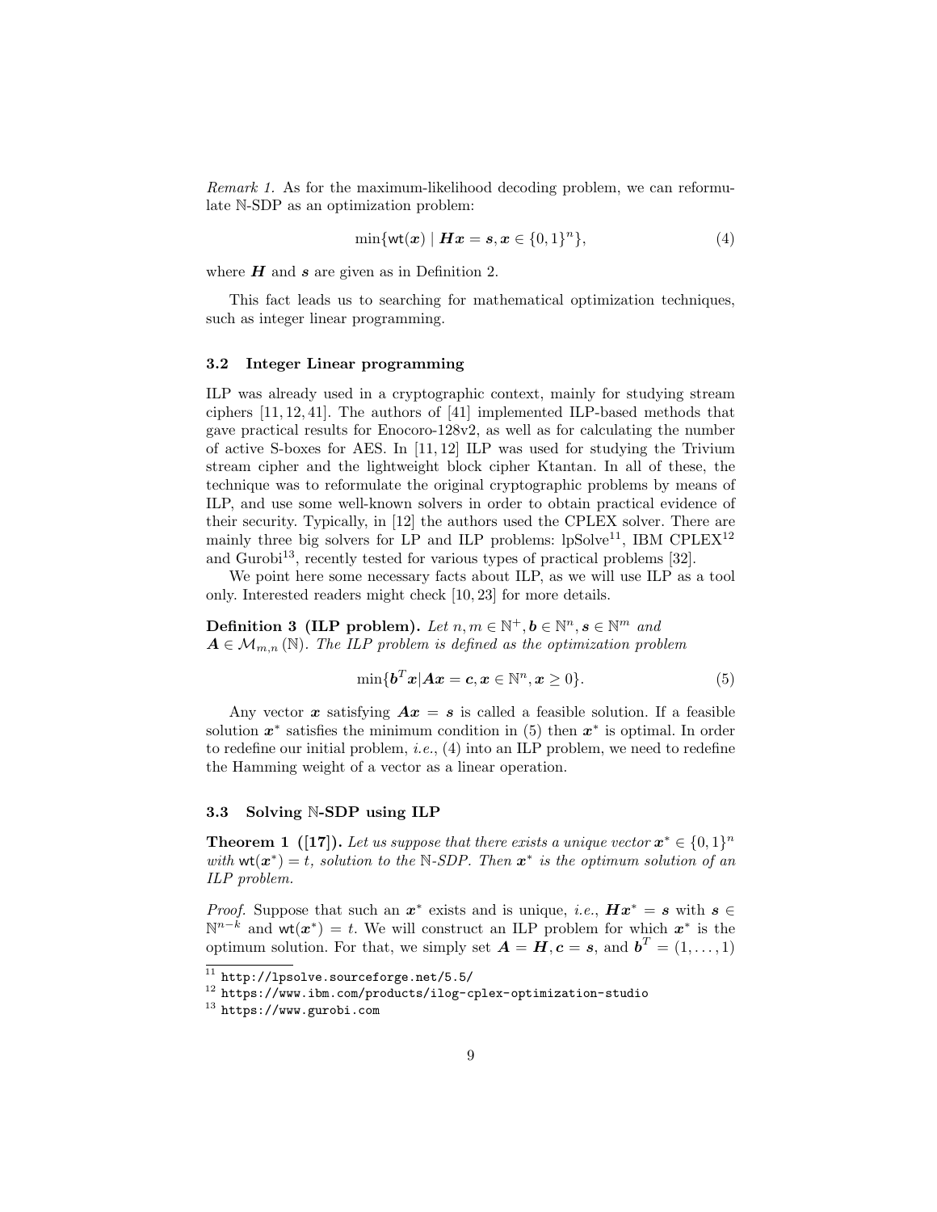*Remark 1.* As for the maximum-likelihood decoding problem, we can reformulate $\mathbb{N}$-SDP as an optimization problem:

$$\min\{\mathsf{wt}(\boldsymbol{x}) \mid \boldsymbol{H}\boldsymbol{x} = \boldsymbol{s}, \boldsymbol{x} \in \{0,1\}^n\}, \tag{4}$$

where $\boldsymbol{H}$ and $\boldsymbol{s}$ are given as in Definition 2.

This fact leads us to searching for mathematical optimization techniques, such as integer linear programming.

### 3.2 Integer Linear programming

ILP was already used in a cryptographic context, mainly for studying stream ciphers [11, 12, 41]. The authors of [41] implemented ILP-based methods that gave practical results for Enocoro-128v2, as well as for calculating the number of active S-boxes for AES. In [11, 12] ILP was used for studying the Trivium stream cipher and the lightweight block cipher Ktantan. In all of these, the technique was to reformulate the original cryptographic problems by means of ILP, and use some well-known solvers in order to obtain practical evidence of their security. Typically, in [12] the authors used the CPLEX solver. There are mainly three big solvers for LP and ILP problems: lpSolve[11], IBM CPLEX[12] and Gurobi[13], recently tested for various types of practical problems [32].

We point here some necessary facts about ILP, as we will use ILP as a tool only. Interested readers might check [10, 23] for more details.

**Definition 3 (ILP problem).** *Let $n, m \in \mathbb{N}^+, \boldsymbol{b} \in \mathbb{N}^n, \boldsymbol{s} \in \mathbb{N}^m$ and $\boldsymbol{A} \in \mathcal{M}_{m,n}(\mathbb{N})$. The ILP problem is defined as the optimization problem*

$$\min\{\boldsymbol{b}^T\boldsymbol{x} | \boldsymbol{A}\boldsymbol{x} = \boldsymbol{c}, \boldsymbol{x} \in \mathbb{N}^n, \boldsymbol{x} \geq 0\}. \tag{5}$$

Any vector $\boldsymbol{x}$ satisfying $\boldsymbol{A}\boldsymbol{x} = \boldsymbol{s}$ is called a feasible solution. If a feasible solution $\boldsymbol{x}^*$ satisfies the minimum condition in (5) then $\boldsymbol{x}^*$ is optimal. In order to redefine our initial problem, *i.e.*, (4) into an ILP problem, we need to redefine the Hamming weight of a vector as a linear operation.

### 3.3 Solving $\mathbb{N}$-SDP using ILP

**Theorem 1 ([17]).** *Let us suppose that there exists a unique vector $\boldsymbol{x}^* \in \{0,1\}^n$ with $\mathsf{wt}(\boldsymbol{x}^*) = t$, solution to the $\mathbb{N}$-SDP. Then $\boldsymbol{x}^*$ is the optimum solution of an ILP problem.*

*Proof.* Suppose that such an $\boldsymbol{x}^*$ exists and is unique, *i.e.*, $\boldsymbol{H}\boldsymbol{x}^* = \boldsymbol{s}$ with $\boldsymbol{s} \in \mathbb{N}^{n-k}$ and $\mathsf{wt}(\boldsymbol{x}^*) = t$. We will construct an ILP problem for which $\boldsymbol{x}^*$ is the optimum solution. For that, we simply set $\boldsymbol{A} = \boldsymbol{H}, \boldsymbol{c} = \boldsymbol{s}$, and $\boldsymbol{b}^T = (1, \ldots, 1)$

[11] http://lpsolve.sourceforge.net/5.5/

[12] https://www.ibm.com/products/ilog-cplex-optimization-studio

[13] https://www.gurobi.com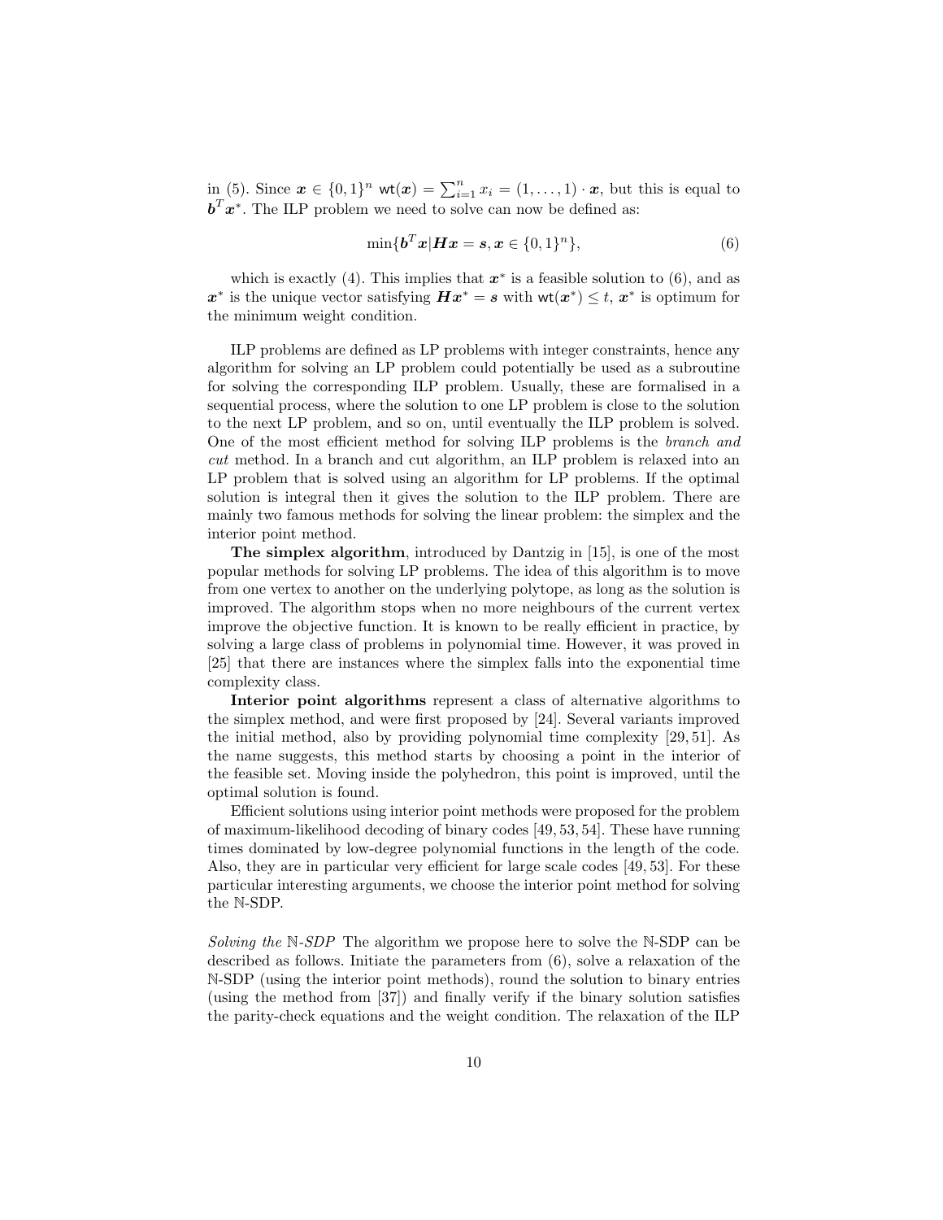in (5). Since $\boldsymbol{x} \in \{0,1\}^n$ $\mathsf{wt}(\boldsymbol{x}) = \sum_{i=1}^{n} x_i = (1,\ldots,1) \cdot \boldsymbol{x}$, but this is equal to $\boldsymbol{b}^T\boldsymbol{x}^*$. The ILP problem we need to solve can now be defined as:

$$\min\{\boldsymbol{b}^T\boldsymbol{x} | \boldsymbol{H}\boldsymbol{x} = \boldsymbol{s}, \boldsymbol{x} \in \{0,1\}^n\}, \tag{6}$$

which is exactly (4). This implies that $\boldsymbol{x}^*$ is a feasible solution to (6), and as $\boldsymbol{x}^*$ is the unique vector satisfying $\boldsymbol{H}\boldsymbol{x}^* = \boldsymbol{s}$ with $\mathsf{wt}(\boldsymbol{x}^*) \leq t$, $\boldsymbol{x}^*$ is optimum for the minimum weight condition.

ILP problems are defined as LP problems with integer constraints, hence any algorithm for solving an LP problem could potentially be used as a subroutine for solving the corresponding ILP problem. Usually, these are formalised in a sequential process, where the solution to one LP problem is close to the solution to the next LP problem, and so on, until eventually the ILP problem is solved. One of the most efficient method for solving ILP problems is the *branch and cut* method. In a branch and cut algorithm, an ILP problem is relaxed into an LP problem that is solved using an algorithm for LP problems. If the optimal solution is integral then it gives the solution to the ILP problem. There are mainly two famous methods for solving the linear problem: the simplex and the interior point method.

**The simplex algorithm**, introduced by Dantzig in [15], is one of the most popular methods for solving LP problems. The idea of this algorithm is to move from one vertex to another on the underlying polytope, as long as the solution is improved. The algorithm stops when no more neighbours of the current vertex improve the objective function. It is known to be really efficient in practice, by solving a large class of problems in polynomial time. However, it was proved in [25] that there are instances where the simplex falls into the exponential time complexity class.

**Interior point algorithms** represent a class of alternative algorithms to the simplex method, and were first proposed by [24]. Several variants improved the initial method, also by providing polynomial time complexity [29, 51]. As the name suggests, this method starts by choosing a point in the interior of the feasible set. Moving inside the polyhedron, this point is improved, until the optimal solution is found.

Efficient solutions using interior point methods were proposed for the problem of maximum-likelihood decoding of binary codes [49, 53, 54]. These have running times dominated by low-degree polynomial functions in the length of the code. Also, they are in particular very efficient for large scale codes [49, 53]. For these particular interesting arguments, we choose the interior point method for solving the $\mathbb{N}$-SDP.

*Solving the* $\mathbb{N}$*-SDP* The algorithm we propose here to solve the $\mathbb{N}$-SDP can be described as follows. Initiate the parameters from (6), solve a relaxation of the $\mathbb{N}$-SDP (using the interior point methods), round the solution to binary entries (using the method from [37]) and finally verify if the binary solution satisfies the parity-check equations and the weight condition. The relaxation of the ILP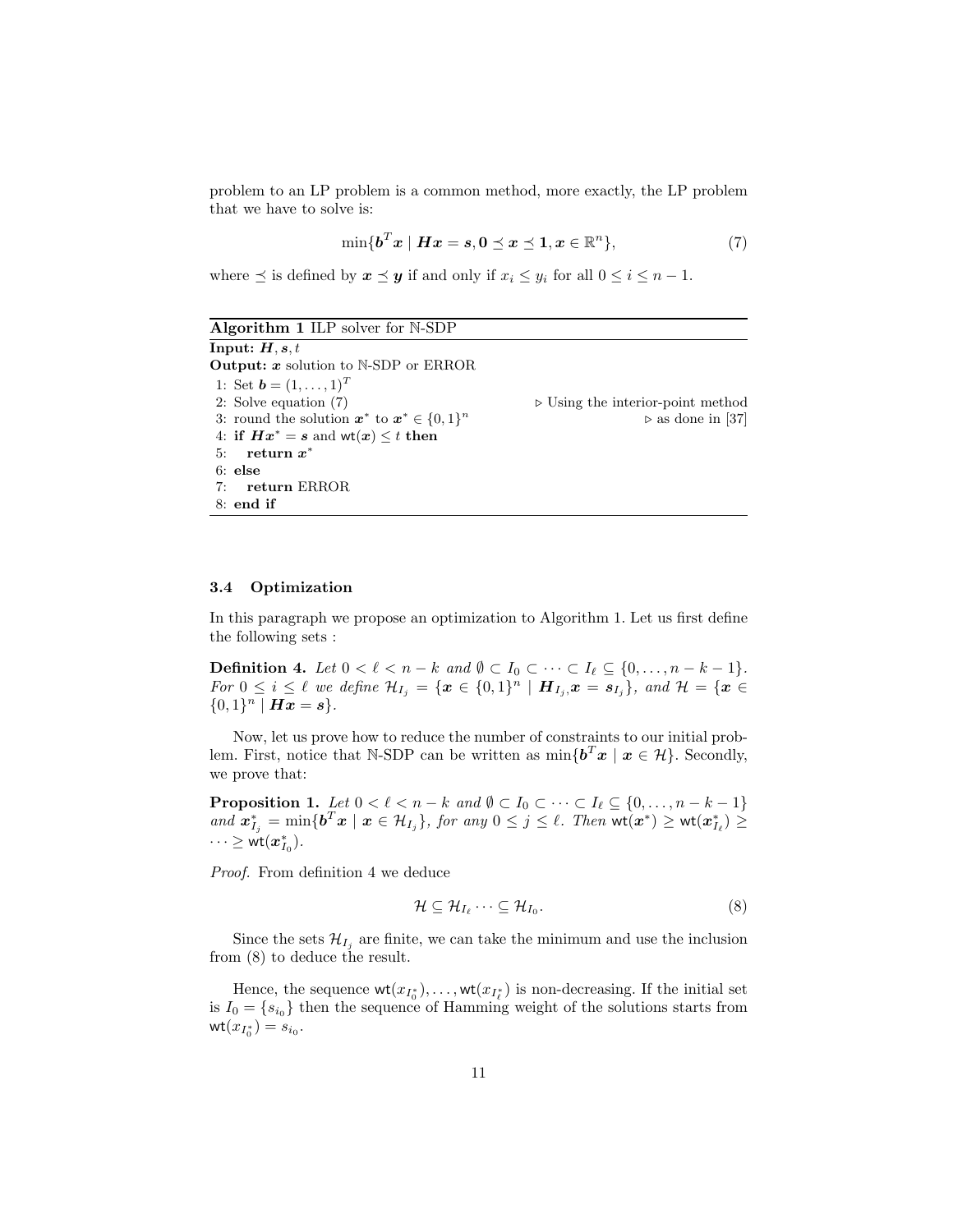problem to an LP problem is a common method, more exactly, the LP problem that we have to solve is:

$$\min\{\boldsymbol{b}^T\boldsymbol{x} \mid \boldsymbol{H}\boldsymbol{x} = \boldsymbol{s}, \boldsymbol{0} \preceq \boldsymbol{x} \preceq \boldsymbol{1}, \boldsymbol{x} \in \mathbb{R}^n\}, \tag{7}$$

where $\preceq$ is defined by $\boldsymbol{x} \preceq \boldsymbol{y}$ if and only if $x_i \leq y_i$ for all $0 \leq i \leq n-1$.

---

**Algorithm 1** ILP solver for $\mathbb{N}$-SDP

---

**Input:** $\boldsymbol{H}, \boldsymbol{s}, t$

**Output:** $\boldsymbol{x}$ solution to $\mathbb{N}$-SDP or ERROR

```
1: Set b = (1, ..., 1)^T
2: Solve equation (7)                          ▷ Using the interior-point method
3: round the solution x* to x* ∈ {0,1}^n                      ▷ as done in [37]
4: if Hx* = s and wt(x) ≤ t then
5:     return x*
6: else
7:     return ERROR
8: end if
```

---

### 3.4 Optimization

In this paragraph we propose an optimization to Algorithm 1. Let us first define the following sets :

**Definition 4.** *Let $0 < \ell < n-k$ and $\emptyset \subset I_0 \subset \cdots \subset I_\ell \subseteq \{0, \ldots, n-k-1\}$. For $0 \leq i \leq \ell$ we define $\mathcal{H}_{I_j} = \{\boldsymbol{x} \in \{0,1\}^n \mid \boldsymbol{H}_{I_j,}\boldsymbol{x} = \boldsymbol{s}_{I_j}\}$, and $\mathcal{H} = \{\boldsymbol{x} \in \{0,1\}^n \mid \boldsymbol{H}\boldsymbol{x} = \boldsymbol{s}\}$.*

Now, let us prove how to reduce the number of constraints to our initial problem. First, notice that $\mathbb{N}$-SDP can be written as $\min\{\boldsymbol{b}^T\boldsymbol{x} \mid \boldsymbol{x} \in \mathcal{H}\}$. Secondly, we prove that:

**Proposition 1.** *Let $0 < \ell < n-k$ and $\emptyset \subset I_0 \subset \cdots \subset I_\ell \subseteq \{0, \ldots, n-k-1\}$ and $\boldsymbol{x}^*_{I_j} = \min\{\boldsymbol{b}^T\boldsymbol{x} \mid \boldsymbol{x} \in \mathcal{H}_{I_j}\}$, for any $0 \leq j \leq \ell$. Then $\mathsf{wt}(\boldsymbol{x}^*) \geq \mathsf{wt}(\boldsymbol{x}^*_{I_\ell}) \geq \cdots \geq \mathsf{wt}(\boldsymbol{x}^*_{I_0})$.*

*Proof.* From definition 4 we deduce

$$\mathcal{H} \subseteq \mathcal{H}_{I_\ell} \cdots \subseteq \mathcal{H}_{I_0}. \tag{8}$$

Since the sets $\mathcal{H}_{I_j}$ are finite, we can take the minimum and use the inclusion from (8) to deduce the result.

Hence, the sequence $\mathsf{wt}(x_{I_0^*}), \ldots, \mathsf{wt}(x_{I_\ell^*})$ is non-decreasing. If the initial set is $I_0 = \{s_{i_0}\}$ then the sequence of Hamming weight of the solutions starts from $\mathsf{wt}(x_{I_0^*}) = s_{i_0}$.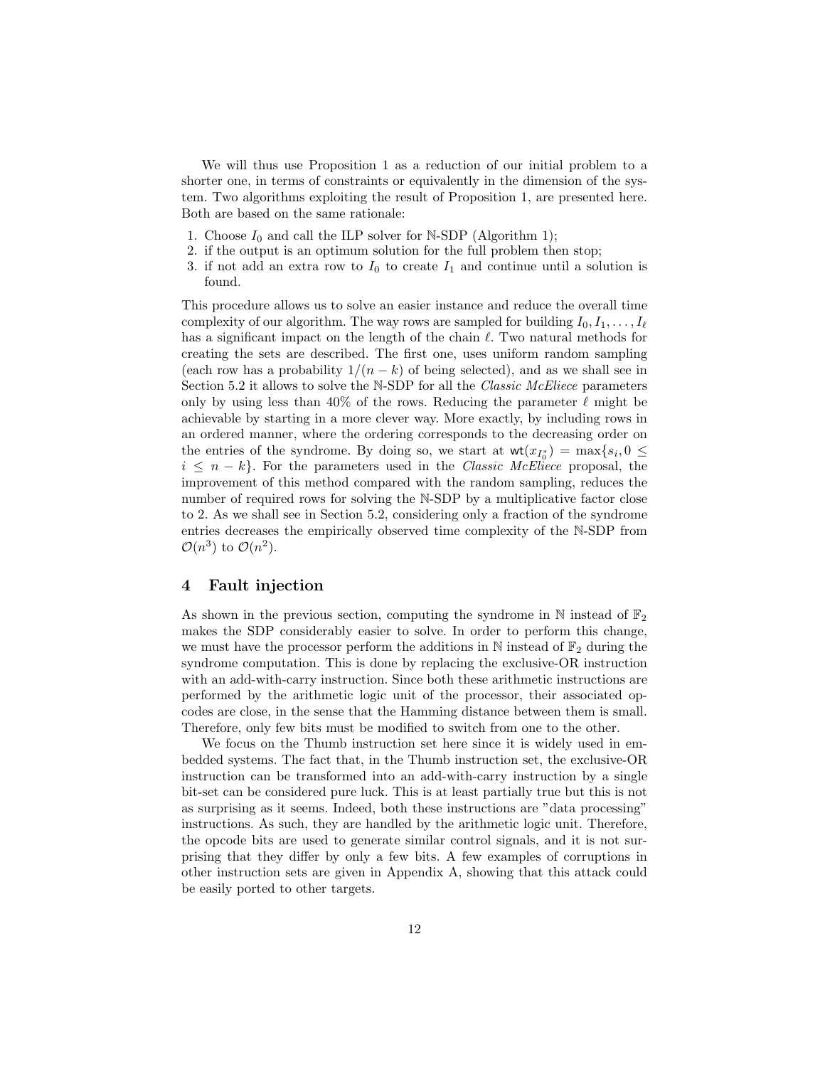We will thus use Proposition 1 as a reduction of our initial problem to a shorter one, in terms of constraints or equivalently in the dimension of the system. Two algorithms exploiting the result of Proposition 1, are presented here. Both are based on the same rationale:

1. Choose $I_0$ and call the ILP solver for $\mathbb{N}$-SDP (Algorithm 1);
2. if the output is an optimum solution for the full problem then stop;
3. if not add an extra row to $I_0$ to create $I_1$ and continue until a solution is found.

This procedure allows us to solve an easier instance and reduce the overall time complexity of our algorithm. The way rows are sampled for building $I_0, I_1, \ldots, I_\ell$ has a significant impact on the length of the chain $\ell$. Two natural methods for creating the sets are described. The first one, uses uniform random sampling (each row has a probability $1/(n-k)$ of being selected), and as we shall see in Section 5.2 it allows to solve the $\mathbb{N}$-SDP for all the *Classic McEliece* parameters only by using less than 40% of the rows. Reducing the parameter $\ell$ might be achievable by starting in a more clever way. More exactly, by including rows in an ordered manner, where the ordering corresponds to the decreasing order on the entries of the syndrome. By doing so, we start at $\mathsf{wt}(x_{I_0^*}) = \max\{s_i, 0 \leq i \leq n-k\}$. For the parameters used in the *Classic McEliece* proposal, the improvement of this method compared with the random sampling, reduces the number of required rows for solving the $\mathbb{N}$-SDP by a multiplicative factor close to 2. As we shall see in Section 5.2, considering only a fraction of the syndrome entries decreases the empirically observed time complexity of the $\mathbb{N}$-SDP from $\mathcal{O}(n^3)$ to $\mathcal{O}(n^2)$.

## 4 Fault injection

As shown in the previous section, computing the syndrome in $\mathbb{N}$ instead of $\mathbb{F}_2$ makes the SDP considerably easier to solve. In order to perform this change, we must have the processor perform the additions in $\mathbb{N}$ instead of $\mathbb{F}_2$ during the syndrome computation. This is done by replacing the exclusive-OR instruction with an add-with-carry instruction. Since both these arithmetic instructions are performed by the arithmetic logic unit of the processor, their associated opcodes are close, in the sense that the Hamming distance between them is small. Therefore, only few bits must be modified to switch from one to the other.

We focus on the Thumb instruction set here since it is widely used in embedded systems. The fact that, in the Thumb instruction set, the exclusive-OR instruction can be transformed into an add-with-carry instruction by a single bit-set can be considered pure luck. This is at least partially true but this is not as surprising as it seems. Indeed, both these instructions are "data processing" instructions. As such, they are handled by the arithmetic logic unit. Therefore, the opcode bits are used to generate similar control signals, and it is not surprising that they differ by only a few bits. A few examples of corruptions in other instruction sets are given in Appendix A, showing that this attack could be easily ported to other targets.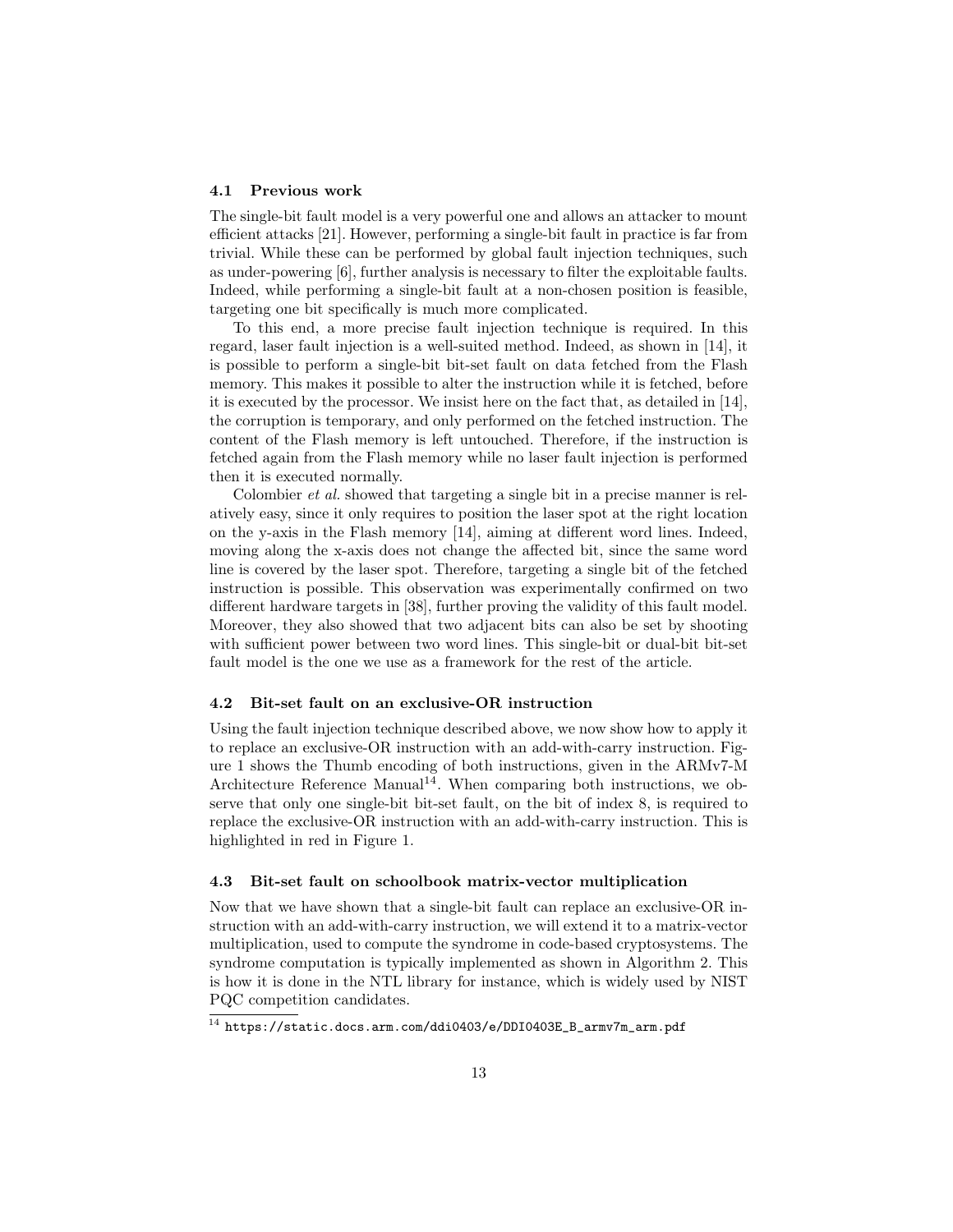### 4.1 Previous work

The single-bit fault model is a very powerful one and allows an attacker to mount efficient attacks [21]. However, performing a single-bit fault in practice is far from trivial. While these can be performed by global fault injection techniques, such as under-powering [6], further analysis is necessary to filter the exploitable faults. Indeed, while performing a single-bit fault at a non-chosen position is feasible, targeting one bit specifically is much more complicated.

To this end, a more precise fault injection technique is required. In this regard, laser fault injection is a well-suited method. Indeed, as shown in [14], it is possible to perform a single-bit bit-set fault on data fetched from the Flash memory. This makes it possible to alter the instruction while it is fetched, before it is executed by the processor. We insist here on the fact that, as detailed in [14], the corruption is temporary, and only performed on the fetched instruction. The content of the Flash memory is left untouched. Therefore, if the instruction is fetched again from the Flash memory while no laser fault injection is performed then it is executed normally.

Colombier *et al.* showed that targeting a single bit in a precise manner is relatively easy, since it only requires to position the laser spot at the right location on the y-axis in the Flash memory [14], aiming at different word lines. Indeed, moving along the x-axis does not change the affected bit, since the same word line is covered by the laser spot. Therefore, targeting a single bit of the fetched instruction is possible. This observation was experimentally confirmed on two different hardware targets in [38], further proving the validity of this fault model. Moreover, they also showed that two adjacent bits can also be set by shooting with sufficient power between two word lines. This single-bit or dual-bit bit-set fault model is the one we use as a framework for the rest of the article.

### 4.2 Bit-set fault on an exclusive-OR instruction

Using the fault injection technique described above, we now show how to apply it to replace an exclusive-OR instruction with an add-with-carry instruction. Figure 1 shows the Thumb encoding of both instructions, given in the ARMv7-M Architecture Reference Manual[14]. When comparing both instructions, we observe that only one single-bit bit-set fault, on the bit of index 8, is required to replace the exclusive-OR instruction with an add-with-carry instruction. This is highlighted in red in Figure 1.

### 4.3 Bit-set fault on schoolbook matrix-vector multiplication

Now that we have shown that a single-bit fault can replace an exclusive-OR instruction with an add-with-carry instruction, we will extend it to a matrix-vector multiplication, used to compute the syndrome in code-based cryptosystems. The syndrome computation is typically implemented as shown in Algorithm 2. This is how it is done in the NTL library for instance, which is widely used by NIST PQC competition candidates.

[14] https://static.docs.arm.com/ddi0403/e/DDI0403E_B_armv7m_arm.pdf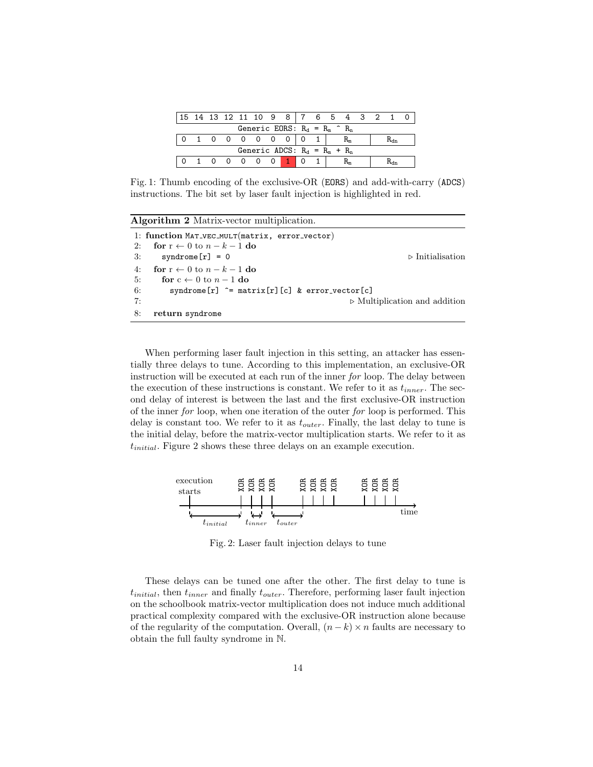| 15 | 14 | 13 | 12 | 11 | 10 | 9 | 8 | 7 | 6 | 5 | 4 | 3 | 2 | 1 | 0 |
|---|---|---|---|---|---|---|---|---|---|---|---|---|---|---|---|
| Generic EORS: $R_d$ = $R_m$ ^ $R_n$ | | | | | | | | | | | | | | | |
| 0 | 1 | 0 | 0 | 0 | 0 | 0 | 0 | 0 | 1 | $R_m$ | | | $R_{dn}$ | | |
| Generic ADCS: $R_d$ = $R_m$ + $R_n$ | | | | | | | | | | | | | | | |
| 0 | 1 | 0 | 0 | 0 | 0 | 0 | 1 | 0 | 1 | $R_m$ | | | $R_{dn}$ | | |

Fig. 1: Thumb encoding of the exclusive-OR (EORS) and add-with-carry (ADCS) instructions. The bit set by laser fault injection is highlighted in red.

**Algorithm 2** Matrix-vector multiplication.

```
1: function MAT_VEC_MULT(matrix, error_vector)
2:   for r ← 0 to n − k − 1 do
3:     syndrome[r] = 0                                   ▷ Initialisation
4:   for r ← 0 to n − k − 1 do
5:     for c ← 0 to n − 1 do
6:       syndrome[r] ^= matrix[r][c] & error_vector[c]
7:                                                       ▷ Multiplication and addition
8:   return syndrome
```

When performing laser fault injection in this setting, an attacker has essentially three delays to tune. According to this implementation, an exclusive-OR instruction will be executed at each run of the inner *for* loop. The delay between the execution of these instructions is constant. We refer to it as $t_{inner}$. The second delay of interest is between the last and the first exclusive-OR instruction of the inner *for* loop, when one iteration of the outer *for* loop is performed. This delay is constant too. We refer to it as $t_{outer}$. Finally, the last delay to tune is the initial delay, before the matrix-vector multiplication starts. We refer to it as $t_{initial}$. Figure 2 shows these three delays on an example execution.

Fig. 2: Laser fault injection delays to tune

These delays can be tuned one after the other. The first delay to tune is $t_{initial}$, then $t_{inner}$ and finally $t_{outer}$. Therefore, performing laser fault injection on the schoolbook matrix-vector multiplication does not induce much additional practical complexity compared with the exclusive-OR instruction alone because of the regularity of the computation. Overall, $(n-k) \times n$ faults are necessary to obtain the full faulty syndrome in $\mathbb{N}$.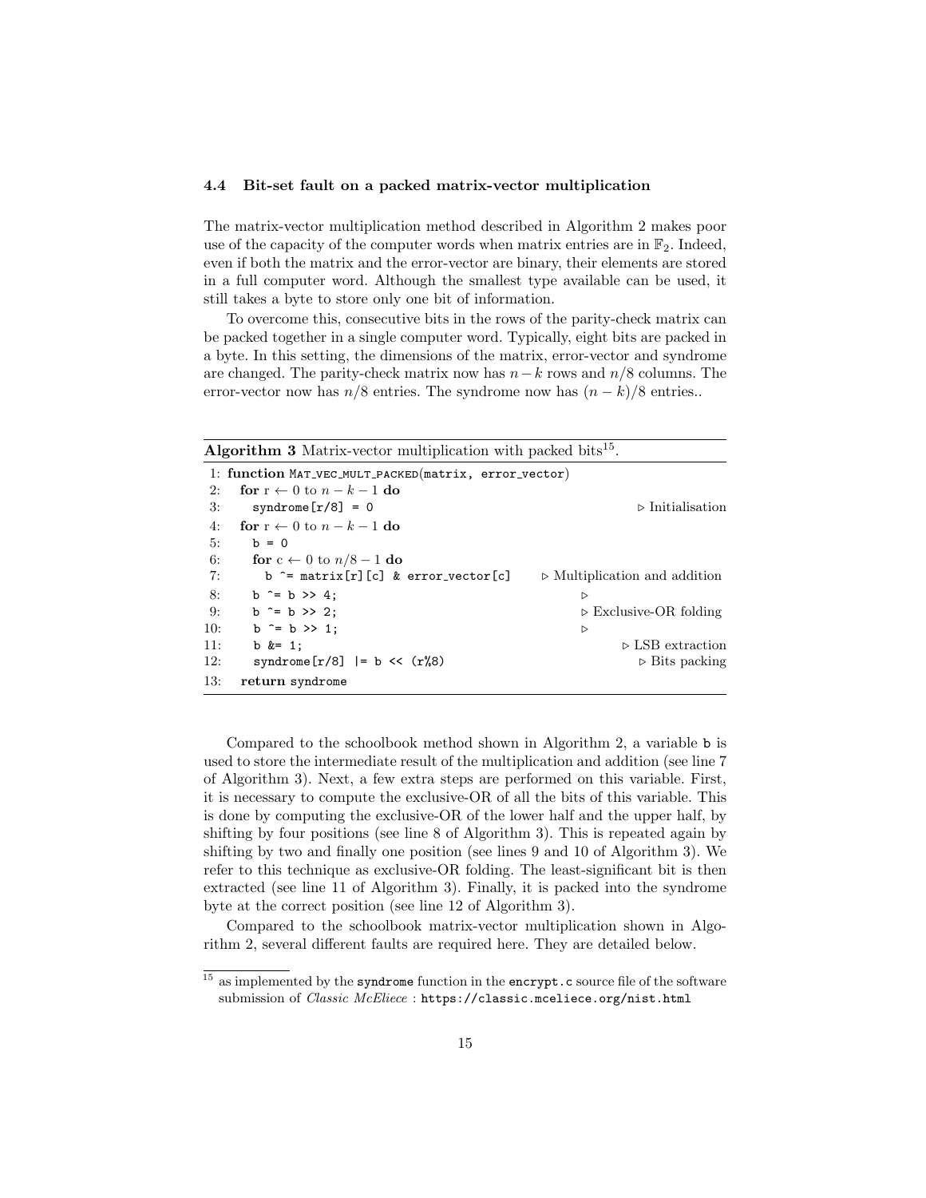### 4.4 Bit-set fault on a packed matrix-vector multiplication

The matrix-vector multiplication method described in Algorithm 2 makes poor use of the capacity of the computer words when matrix entries are in $\mathbb{F}_2$. Indeed, even if both the matrix and the error-vector are binary, their elements are stored in a full computer word. Although the smallest type available can be used, it still takes a byte to store only one bit of information.

To overcome this, consecutive bits in the rows of the parity-check matrix can be packed together in a single computer word. Typically, eight bits are packed in a byte. In this setting, the dimensions of the matrix, error-vector and syndrome are changed. The parity-check matrix now has $n-k$ rows and $n/8$ columns. The error-vector now has $n/8$ entries. The syndrome now has $(n-k)/8$ entries..

**Algorithm 3** Matrix-vector multiplication with packed bits[15].

```
 1: function MAT_VEC_MULT_PACKED(matrix, error_vector)
 2:   for r ← 0 to n − k − 1 do
 3:     syndrome[r/8] = 0                              ▷ Initialisation
 4:   for r ← 0 to n − k − 1 do
 5:     b = 0
 6:     for c ← 0 to n/8 − 1 do
 7:       b ^= matrix[r][c] & error_vector[c]          ▷ Multiplication and addition
 8:     b ^= b >> 4;                                   ▷
 9:     b ^= b >> 2;                                   ▷ Exclusive-OR folding
10:     b ^= b >> 1;                                   ▷
11:     b &= 1;                                        ▷ LSB extraction
12:     syndrome[r/8] |= b << (r%8)                    ▷ Bits packing
13:   return syndrome
```

Compared to the schoolbook method shown in Algorithm 2, a variable `b` is used to store the intermediate result of the multiplication and addition (see line 7 of Algorithm 3). Next, a few extra steps are performed on this variable. First, it is necessary to compute the exclusive-OR of all the bits of this variable. This is done by computing the exclusive-OR of the lower half and the upper half, by shifting by four positions (see line 8 of Algorithm 3). This is repeated again by shifting by two and finally one position (see lines 9 and 10 of Algorithm 3). We refer to this technique as exclusive-OR folding. The least-significant bit is then extracted (see line 11 of Algorithm 3). Finally, it is packed into the syndrome byte at the correct position (see line 12 of Algorithm 3).

Compared to the schoolbook matrix-vector multiplication shown in Algorithm 2, several different faults are required here. They are detailed below.

[15] as implemented by the `syndrome` function in the `encrypt.c` source file of the software submission of *Classic McEliece* : `https://classic.mceliece.org/nist.html`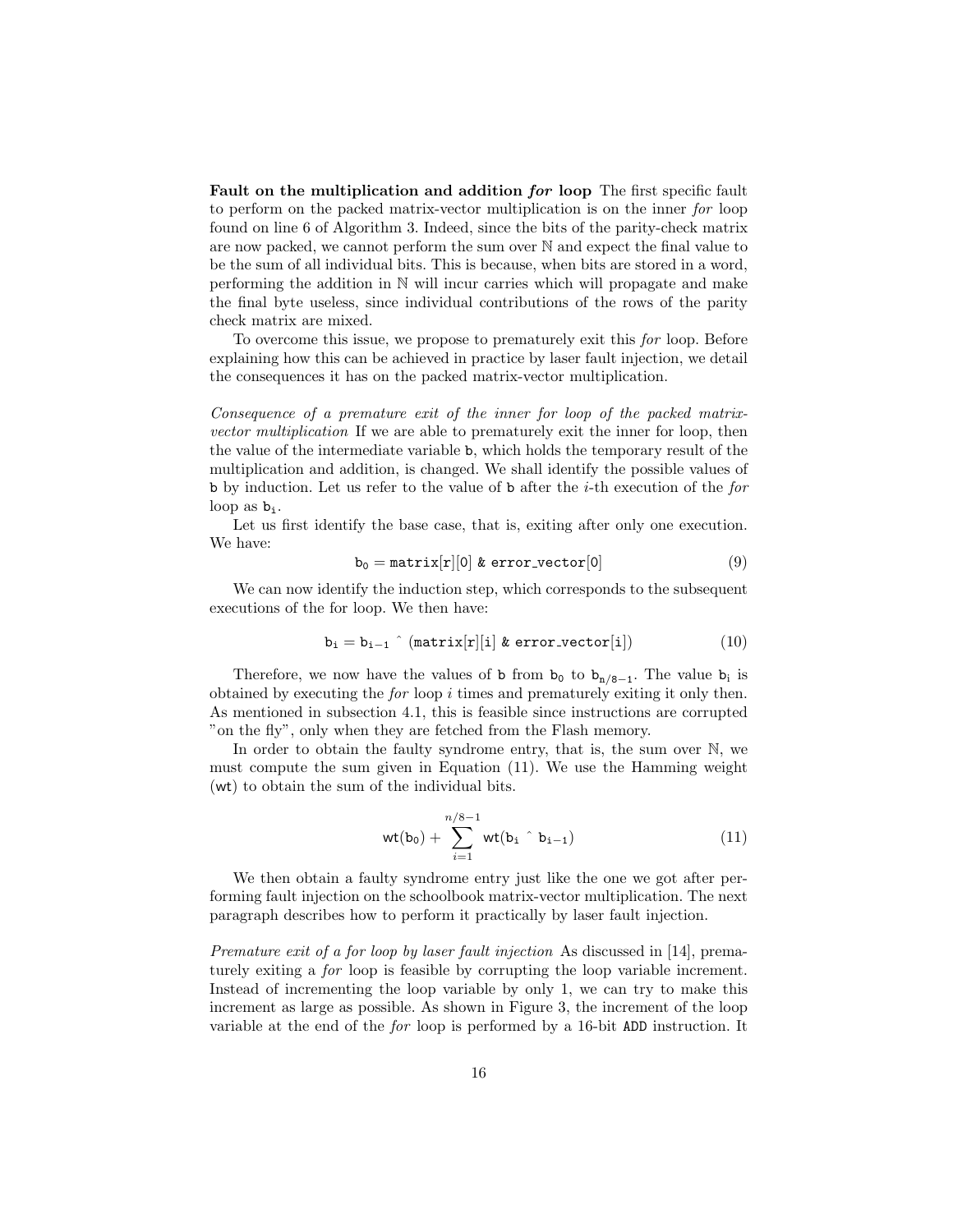**Fault on the multiplication and addition *for* loop** The first specific fault to perform on the packed matrix-vector multiplication is on the inner *for* loop found on line 6 of Algorithm 3. Indeed, since the bits of the parity-check matrix are now packed, we cannot perform the sum over $\mathbb{N}$ and expect the final value to be the sum of all individual bits. This is because, when bits are stored in a word, performing the addition in $\mathbb{N}$ will incur carries which will propagate and make the final byte useless, since individual contributions of the rows of the parity check matrix are mixed.

To overcome this issue, we propose to prematurely exit this *for* loop. Before explaining how this can be achieved in practice by laser fault injection, we detail the consequences it has on the packed matrix-vector multiplication.

*Consequence of a premature exit of the inner for loop of the packed matrix-vector multiplication* If we are able to prematurely exit the inner for loop, then the value of the intermediate variable `b`, which holds the temporary result of the multiplication and addition, is changed. We shall identify the possible values of `b` by induction. Let us refer to the value of `b` after the $i$-th execution of the *for* loop as $\mathtt{b_i}$.

Let us first identify the base case, that is, exiting after only one execution. We have:

$$\mathtt{b_0} = \mathtt{matrix[r][0]\ \&\ error\_vector[0]} \tag{9}$$

We can now identify the induction step, which corresponds to the subsequent executions of the for loop. We then have:

$$\mathtt{b_i} = \mathtt{b_{i-1}}\ \hat{}\ (\mathtt{matrix[r][i]\ \&\ error\_vector[i]}) \tag{10}$$

Therefore, we now have the values of `b` from $\mathtt{b_0}$ to $\mathtt{b_{n/8-1}}$. The value $\mathtt{b_i}$ is obtained by executing the *for* loop $i$ times and prematurely exiting it only then. As mentioned in subsection 4.1, this is feasible since instructions are corrupted "on the fly", only when they are fetched from the Flash memory.

In order to obtain the faulty syndrome entry, that is, the sum over $\mathbb{N}$, we must compute the sum given in Equation (11). We use the Hamming weight (wt) to obtain the sum of the individual bits.

$$\mathsf{wt}(\mathtt{b_0}) + \sum_{i=1}^{n/8-1} \mathsf{wt}(\mathtt{b_i}\ \hat{}\ \mathtt{b_{i-1}}) \tag{11}$$

We then obtain a faulty syndrome entry just like the one we got after performing fault injection on the schoolbook matrix-vector multiplication. The next paragraph describes how to perform it practically by laser fault injection.

*Premature exit of a for loop by laser fault injection* As discussed in [14], prematurely exiting a *for* loop is feasible by corrupting the loop variable increment. Instead of incrementing the loop variable by only 1, we can try to make this increment as large as possible. As shown in Figure 3, the increment of the loop variable at the end of the *for* loop is performed by a 16-bit `ADD` instruction. It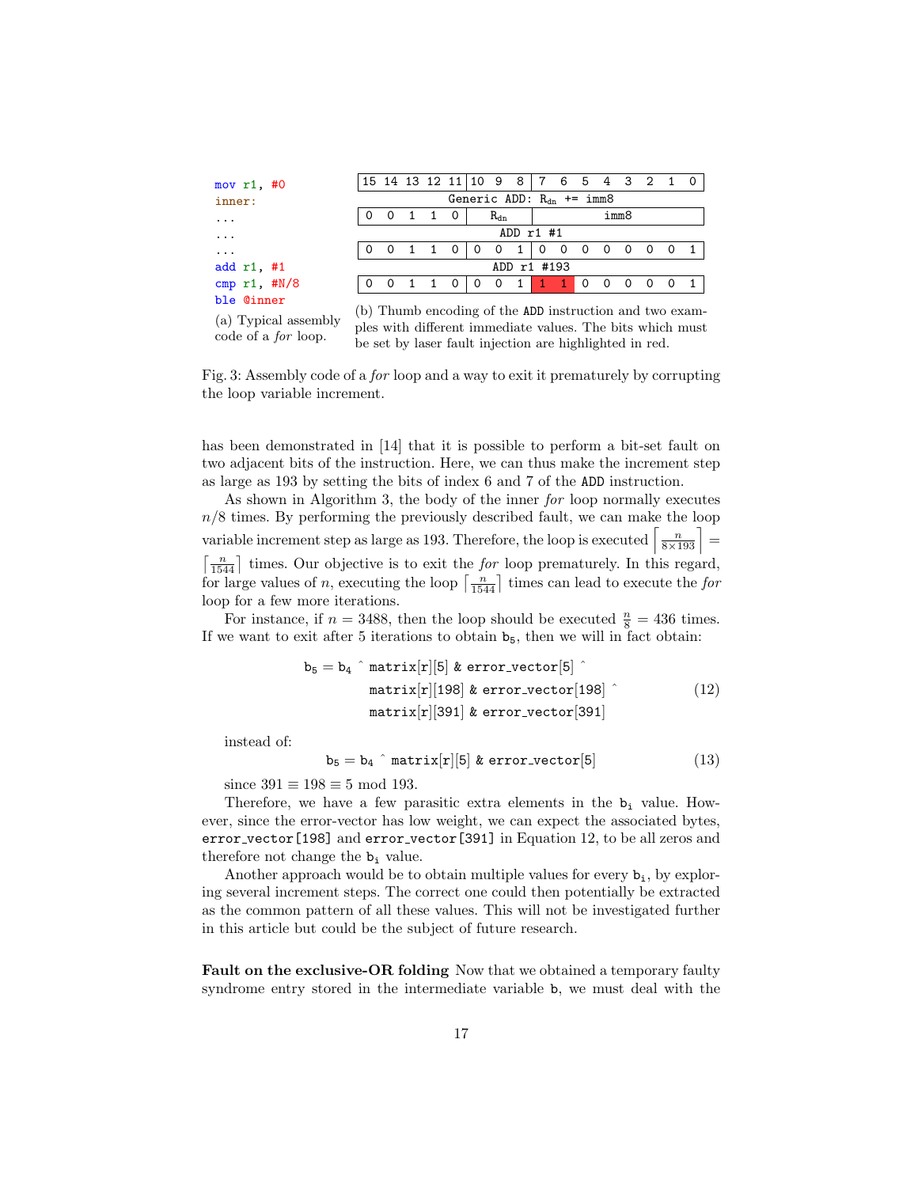```
mov r1, #0
inner:
...
...
...
add r1, #1
cmp r1, #N/8
ble @inner
```

(a) Typical assembly code of a *for* loop.

| 15 | 14 | 13 | 12 | 11 | 10 | 9 | 8 | 7 | 6 | 5 | 4 | 3 | 2 | 1 | 0 |
|---|---|---|---|---|---|---|---|---|---|---|---|---|---|---|---|
| Generic ADD: $R_{dn}$ += imm8 | | | | | | | | | | | | | | | |
| 0 | 0 | 1 | 1 | 0 | $R_{dn}$ | | | imm8 | | | | | | | |
| ADD r1 #1 | | | | | | | | | | | | | | | |
| 0 | 0 | 1 | 1 | 0 | 0 | 0 | 1 | 0 | 0 | 0 | 0 | 0 | 0 | 0 | 1 |
| ADD r1 #193 | | | | | | | | | | | | | | | |
| 0 | 0 | 1 | 1 | 0 | 0 | 0 | 1 | **1** | **1** | 0 | 0 | 0 | 0 | 0 | 1 |

(b) Thumb encoding of the ADD instruction and two examples with different immediate values. The bits which must be set by laser fault injection are highlighted in red.

Fig. 3: Assembly code of a *for* loop and a way to exit it prematurely by corrupting the loop variable increment.

has been demonstrated in [14] that it is possible to perform a bit-set fault on two adjacent bits of the instruction. Here, we can thus make the increment step as large as 193 by setting the bits of index 6 and 7 of the ADD instruction.

As shown in Algorithm 3, the body of the inner *for* loop normally executes $n/8$ times. By performing the previously described fault, we can make the loop variable increment step as large as 193. Therefore, the loop is executed $\left\lceil \frac{n}{8\times 193} \right\rceil = \left\lceil \frac{n}{1544} \right\rceil$ times. Our objective is to exit the *for* loop prematurely. In this regard, for large values of $n$, executing the loop $\lceil \frac{n}{1544} \rceil$ times can lead to execute the *for* loop for a few more iterations.

For instance, if $n = 3488$, then the loop should be executed $\frac{n}{8} = 436$ times. If we want to exit after 5 iterations to obtain $\mathtt{b_5}$, then we will in fact obtain:

$$
\begin{aligned}
\mathtt{b_5} = \mathtt{b_4}\ \hat{}\ & \mathtt{matrix[r][5]\ \&\ error\_vector[5]}\ \hat{} \\
& \mathtt{matrix[r][198]\ \&\ error\_vector[198]}\ \hat{} \\
& \mathtt{matrix[r][391]\ \&\ error\_vector[391]}
\end{aligned}
\tag{12}
$$

instead of:

$$
\mathtt{b_5} = \mathtt{b_4}\ \hat{}\ \mathtt{matrix[r][5]\ \&\ error\_vector[5]} \tag{13}
$$

since $391 \equiv 198 \equiv 5 \bmod 193$.

Therefore, we have a few parasitic extra elements in the $\mathtt{b_i}$ value. However, since the error-vector has low weight, we can expect the associated bytes, `error_vector[198]` and `error_vector[391]` in Equation 12, to be all zeros and therefore not change the $\mathtt{b_i}$ value.

Another approach would be to obtain multiple values for every $\mathtt{b_i}$, by exploring several increment steps. The correct one could then potentially be extracted as the common pattern of all these values. This will not be investigated further in this article but could be the subject of future research.

**Fault on the exclusive-OR folding** Now that we obtained a temporary faulty syndrome entry stored in the intermediate variable b, we must deal with the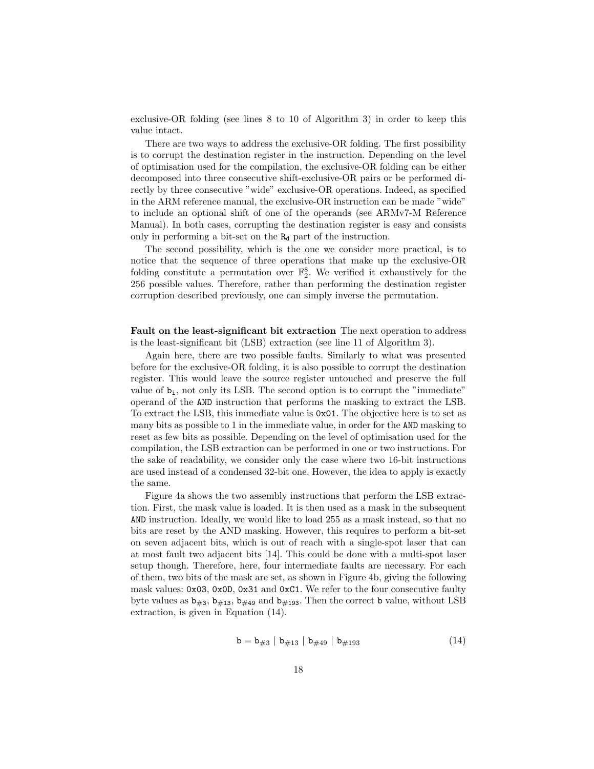exclusive-OR folding (see lines 8 to 10 of Algorithm 3) in order to keep this value intact.

There are two ways to address the exclusive-OR folding. The first possibility is to corrupt the destination register in the instruction. Depending on the level of optimisation used for the compilation, the exclusive-OR folding can be either decomposed into three consecutive shift-exclusive-OR pairs or be performed directly by three consecutive "wide" exclusive-OR operations. Indeed, as specified in the ARM reference manual, the exclusive-OR instruction can be made "wide" to include an optional shift of one of the operands (see ARMv7-M Reference Manual). In both cases, corrupting the destination register is easy and consists only in performing a bit-set on the $\mathtt{R_d}$ part of the instruction.

The second possibility, which is the one we consider more practical, is to notice that the sequence of three operations that make up the exclusive-OR folding constitute a permutation over $\mathbb{F}_2^8$. We verified it exhaustively for the 256 possible values. Therefore, rather than performing the destination register corruption described previously, one can simply inverse the permutation.

**Fault on the least-significant bit extraction** The next operation to address is the least-significant bit (LSB) extraction (see line 11 of Algorithm 3).

Again here, there are two possible faults. Similarly to what was presented before for the exclusive-OR folding, it is also possible to corrupt the destination register. This would leave the source register untouched and preserve the full value of $\mathtt{b_i}$, not only its LSB. The second option is to corrupt the "immediate" operand of the `AND` instruction that performs the masking to extract the LSB. To extract the LSB, this immediate value is `0x01`. The objective here is to set as many bits as possible to 1 in the immediate value, in order for the `AND` masking to reset as few bits as possible. Depending on the level of optimisation used for the compilation, the LSB extraction can be performed in one or two instructions. For the sake of readability, we consider only the case where two 16-bit instructions are used instead of a condensed 32-bit one. However, the idea to apply is exactly the same.

Figure 4a shows the two assembly instructions that perform the LSB extraction. First, the mask value is loaded. It is then used as a mask in the subsequent `AND` instruction. Ideally, we would like to load 255 as a mask instead, so that no bits are reset by the AND masking. However, this requires to perform a bit-set on seven adjacent bits, which is out of reach with a single-spot laser that can at most fault two adjacent bits [14]. This could be done with a multi-spot laser setup though. Therefore, here, four intermediate faults are necessary. For each of them, two bits of the mask are set, as shown in Figure 4b, giving the following mask values: `0x03`, `0x0D`, `0x31` and `0xC1`. We refer to the four consecutive faulty byte values as $\mathtt{b}_{\#3}$, $\mathtt{b}_{\#13}$, $\mathtt{b}_{\#49}$ and $\mathtt{b}_{\#193}$. Then the correct $\mathtt{b}$ value, without LSB extraction, is given in Equation (14).

$$\mathtt{b} = \mathtt{b}_{\#3} \mid \mathtt{b}_{\#13} \mid \mathtt{b}_{\#49} \mid \mathtt{b}_{\#193} \tag{14}$$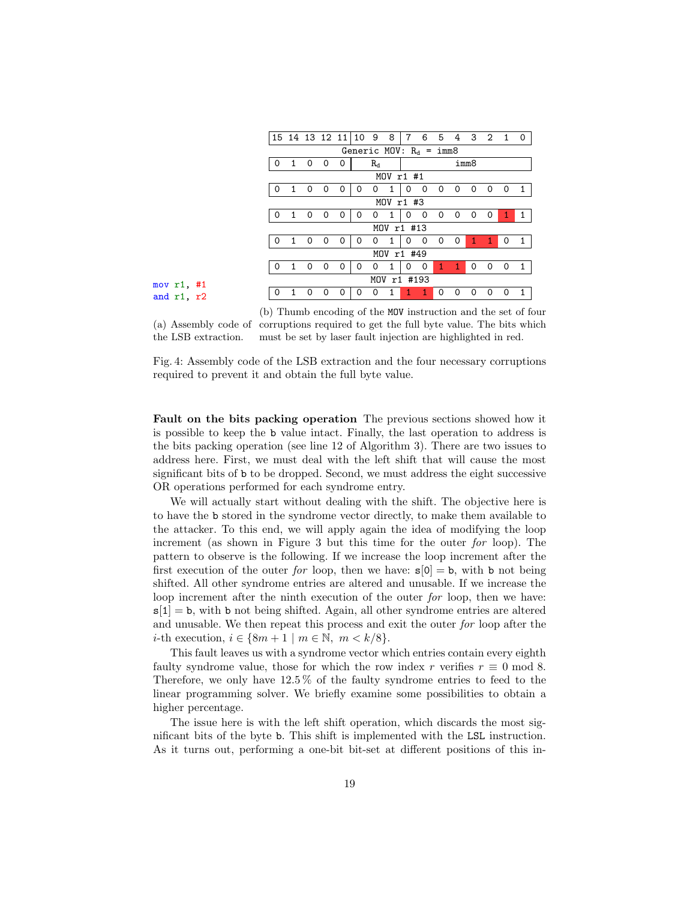```
mov r1, #1
and r1, r2
```

(a) Assembly code of the LSB extraction.

| 15 | 14 | 13 | 12 | 11 | 10 | 9 | 8 | 7 | 6 | 5 | 4 | 3 | 2 | 1 | 0 |
|---|---|---|---|---|---|---|---|---|---|---|---|---|---|---|---|
| Generic MOV: $R_d$ = imm8 | | | | | | | | | | | | | | | |
| 0 | 1 | 0 | 0 | 0 | $R_d$ | | | imm8 | | | | | | | |
| MOV r1 #1 | | | | | | | | | | | | | | | |
| 0 | 1 | 0 | 0 | 0 | 0 | 0 | 1 | 0 | 0 | 0 | 0 | 0 | 0 | 0 | 1 |
| MOV r1 #3 | | | | | | | | | | | | | | | |
| 0 | 1 | 0 | 0 | 0 | 0 | 0 | 1 | 0 | 0 | 0 | 0 | 0 | 0 | **1** | 1 |
| MOV r1 #13 | | | | | | | | | | | | | | | |
| 0 | 1 | 0 | 0 | 0 | 0 | 0 | 1 | 0 | 0 | 0 | 0 | **1** | **1** | 0 | 1 |
| MOV r1 #49 | | | | | | | | | | | | | | | |
| 0 | 1 | 0 | 0 | 0 | 0 | 0 | 1 | 0 | 0 | **1** | **1** | 0 | 0 | 0 | 1 |
| MOV r1 #193 | | | | | | | | | | | | | | | |
| 0 | 1 | 0 | 0 | 0 | 0 | 0 | 1 | **1** | **1** | 0 | 0 | 0 | 0 | 0 | 1 |

(b) Thumb encoding of the MOV instruction and the set of four corruptions required to get the full byte value. The bits which must be set by laser fault injection are highlighted in red.

Fig. 4: Assembly code of the LSB extraction and the four necessary corruptions required to prevent it and obtain the full byte value.

**Fault on the bits packing operation** The previous sections showed how it is possible to keep the b value intact. Finally, the last operation to address is the bits packing operation (see line 12 of Algorithm 3). There are two issues to address here. First, we must deal with the left shift that will cause the most significant bits of b to be dropped. Second, we must address the eight successive OR operations performed for each syndrome entry.

We will actually start without dealing with the shift. The objective here is to have the b stored in the syndrome vector directly, to make them available to the attacker. To this end, we will apply again the idea of modifying the loop increment (as shown in Figure 3 but this time for the outer *for* loop). The pattern to observe is the following. If we increase the loop increment after the first execution of the outer *for* loop, then we have: $\mathtt{s}[0] = \mathtt{b}$, with b not being shifted. All other syndrome entries are altered and unusable. If we increase the loop increment after the ninth execution of the outer *for* loop, then we have: $\mathtt{s}[1] = \mathtt{b}$, with b not being shifted. Again, all other syndrome entries are altered and unusable. We then repeat this process and exit the outer *for* loop after the $i$-th execution, $i \in \{8m + 1 \mid m \in \mathbb{N},\ m < k/8\}$.

This fault leaves us with a syndrome vector which entries contain every eighth faulty syndrome value, those for which the row index $r$ verifies $r \equiv 0 \bmod 8$. Therefore, we only have 12.5 % of the faulty syndrome entries to feed to the linear programming solver. We briefly examine some possibilities to obtain a higher percentage.

The issue here is with the left shift operation, which discards the most significant bits of the byte b. This shift is implemented with the LSL instruction. As it turns out, performing a one-bit bit-set at different positions of this in-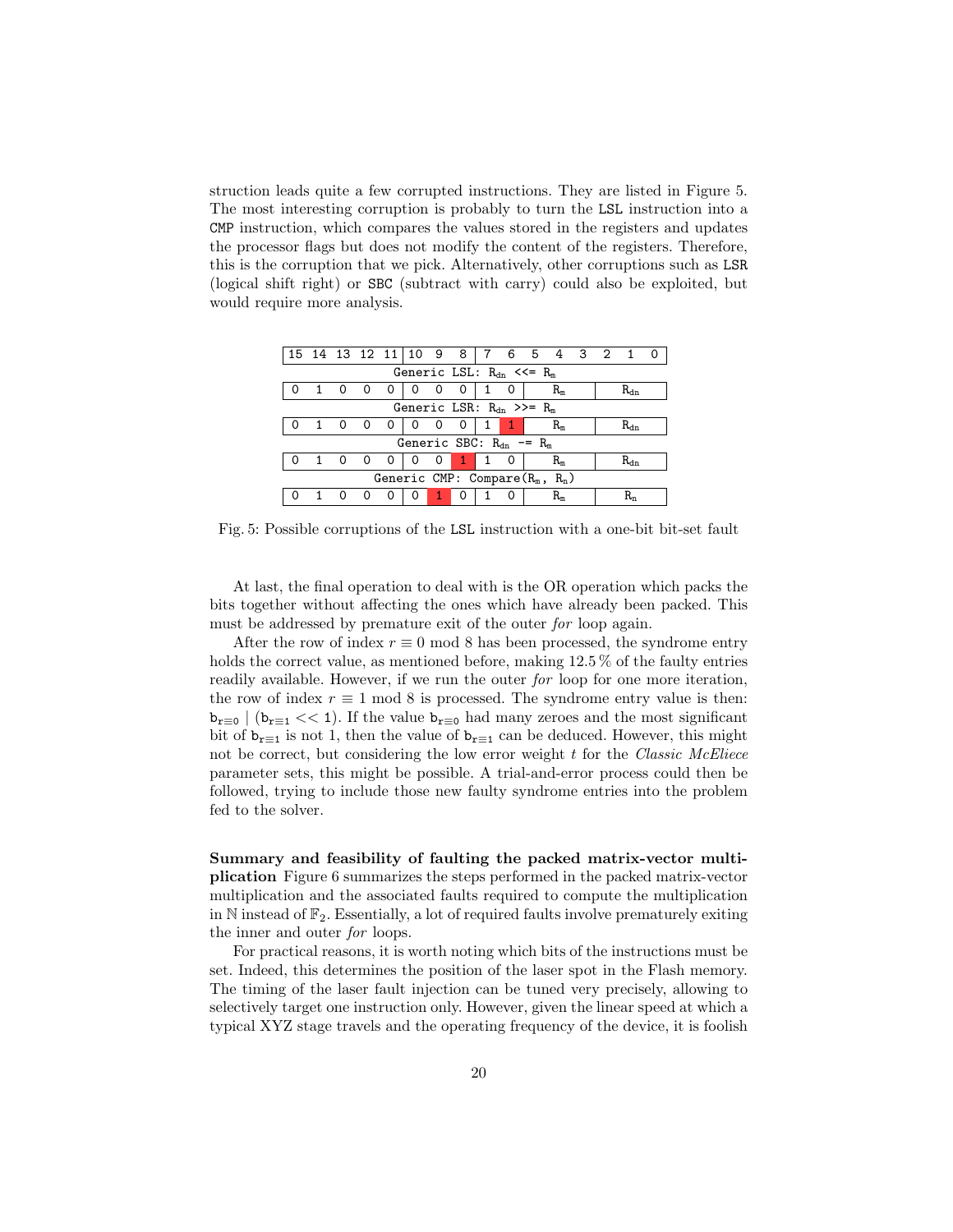struction leads quite a few corrupted instructions. They are listed in Figure 5. The most interesting corruption is probably to turn the `LSL` instruction into a `CMP` instruction, which compares the values stored in the registers and updates the processor flags but does not modify the content of the registers. Therefore, this is the corruption that we pick. Alternatively, other corruptions such as `LSR` (logical shift right) or `SBC` (subtract with carry) could also be exploited, but would require more analysis.

| 15 | 14 | 13 | 12 | 11 | 10 | 9 | 8 | 7 | 6 | 5 4 3 | 2 1 0 |
|---|---|---|---|---|---|---|---|---|---|---|---|
| Generic LSL: $R_{dn}$ <<= $R_m$ | | | | | | | | | | | |
| 0 | 1 | 0 | 0 | 0 | 0 | 0 | 0 | 1 | 0 | $R_m$ | $R_{dn}$ |
| Generic LSR: $R_{dn}$ >>= $R_m$ | | | | | | | | | | | |
| 0 | 1 | 0 | 0 | 0 | 0 | 0 | 0 | 1 | **1** | $R_m$ | $R_{dn}$ |
| Generic SBC: $R_{dn}$ -= $R_m$ | | | | | | | | | | | |
| 0 | 1 | 0 | 0 | 0 | 0 | 0 | **1** | 1 | 0 | $R_m$ | $R_{dn}$ |
| Generic CMP: Compare($R_m$, $R_n$) | | | | | | | | | | | |
| 0 | 1 | 0 | 0 | 0 | 0 | **1** | 0 | 1 | 0 | $R_m$ | $R_n$ |

Fig. 5: Possible corruptions of the `LSL` instruction with a one-bit bit-set fault

At last, the final operation to deal with is the OR operation which packs the bits together without affecting the ones which have already been packed. This must be addressed by premature exit of the outer *for* loop again.

After the row of index $r \equiv 0 \bmod 8$ has been processed, the syndrome entry holds the correct value, as mentioned before, making 12.5 % of the faulty entries readily available. However, if we run the outer *for* loop for one more iteration, the row of index $r \equiv 1 \bmod 8$ is processed. The syndrome entry value is then: $\mathtt{b}_{\mathtt{r}\equiv 0} \mid (\mathtt{b}_{\mathtt{r}\equiv 1} << 1)$. If the value $\mathtt{b}_{\mathtt{r}\equiv 0}$ had many zeroes and the most significant bit of $\mathtt{b}_{\mathtt{r}\equiv 1}$ is not 1, then the value of $\mathtt{b}_{\mathtt{r}\equiv 1}$ can be deduced. However, this might not be correct, but considering the low error weight $t$ for the *Classic McEliece* parameter sets, this might be possible. A trial-and-error process could then be followed, trying to include those new faulty syndrome entries into the problem fed to the solver.

**Summary and feasibility of faulting the packed matrix-vector multiplication** Figure 6 summarizes the steps performed in the packed matrix-vector multiplication and the associated faults required to compute the multiplication in $\mathbb{N}$ instead of $\mathbb{F}_2$. Essentially, a lot of required faults involve prematurely exiting the inner and outer *for* loops.

For practical reasons, it is worth noting which bits of the instructions must be set. Indeed, this determines the position of the laser spot in the Flash memory. The timing of the laser fault injection can be tuned very precisely, allowing to selectively target one instruction only. However, given the linear speed at which a typical XYZ stage travels and the operating frequency of the device, it is foolish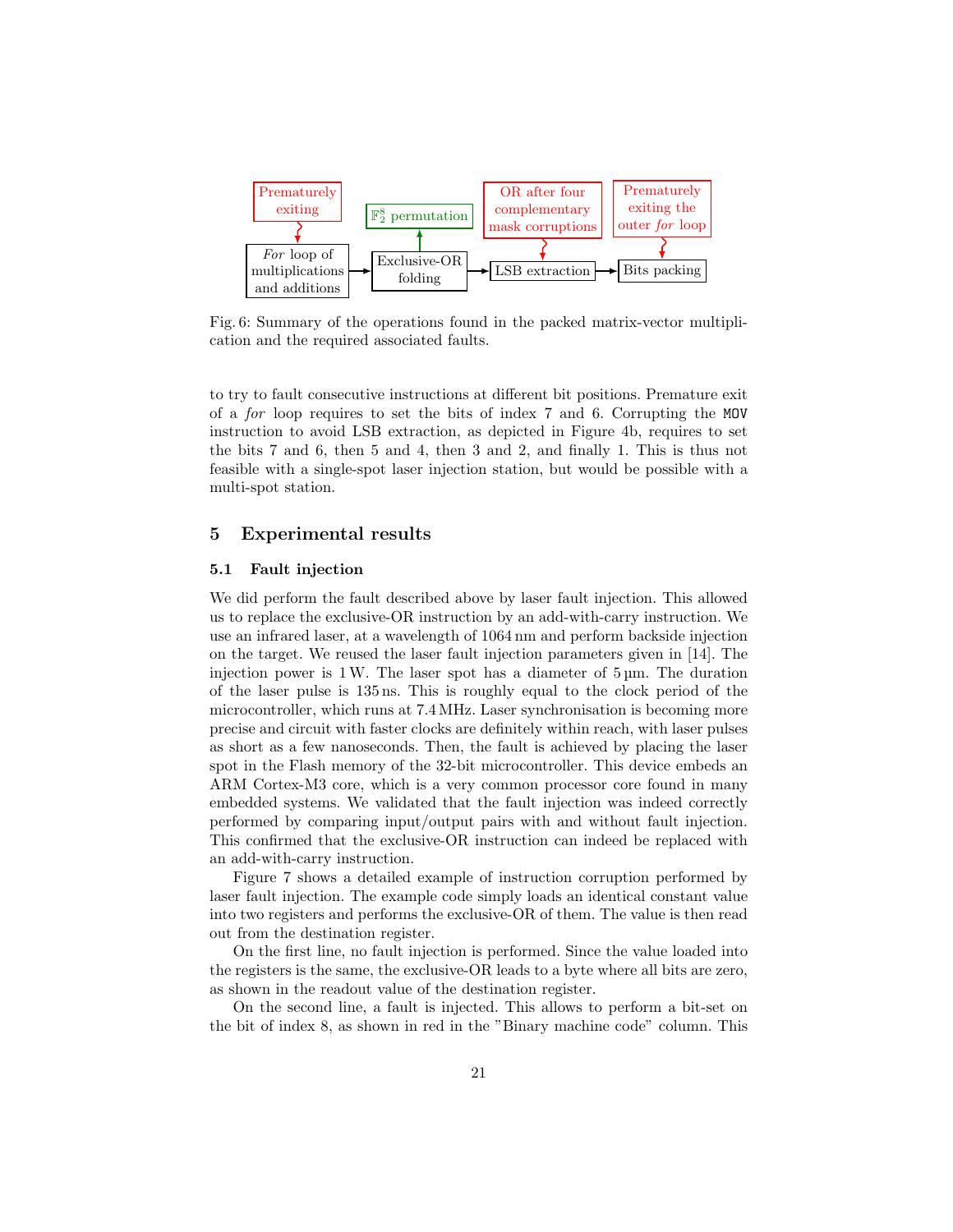Fig. 6: Summary of the operations found in the packed matrix-vector multiplication and the required associated faults.

to try to fault consecutive instructions at different bit positions. Premature exit of a *for* loop requires to set the bits of index 7 and 6. Corrupting the `MOV` instruction to avoid LSB extraction, as depicted in Figure 4b, requires to set the bits 7 and 6, then 5 and 4, then 3 and 2, and finally 1. This is thus not feasible with a single-spot laser injection station, but would be possible with a multi-spot station.

## 5 Experimental results

### 5.1 Fault injection

We did perform the fault described above by laser fault injection. This allowed us to replace the exclusive-OR instruction by an add-with-carry instruction. We use an infrared laser, at a wavelength of 1064 nm and perform backside injection on the target. We reused the laser fault injection parameters given in [14]. The injection power is 1 W. The laser spot has a diameter of 5 µm. The duration of the laser pulse is 135 ns. This is roughly equal to the clock period of the microcontroller, which runs at 7.4 MHz. Laser synchronisation is becoming more precise and circuit with faster clocks are definitely within reach, with laser pulses as short as a few nanoseconds. Then, the fault is achieved by placing the laser spot in the Flash memory of the 32-bit microcontroller. This device embeds an ARM Cortex-M3 core, which is a very common processor core found in many embedded systems. We validated that the fault injection was indeed correctly performed by comparing input/output pairs with and without fault injection. This confirmed that the exclusive-OR instruction can indeed be replaced with an add-with-carry instruction.

Figure 7 shows a detailed example of instruction corruption performed by laser fault injection. The example code simply loads an identical constant value into two registers and performs the exclusive-OR of them. The value is then read out from the destination register.

On the first line, no fault injection is performed. Since the value loaded into the registers is the same, the exclusive-OR leads to a byte where all bits are zero, as shown in the readout value of the destination register.

On the second line, a fault is injected. This allows to perform a bit-set on the bit of index 8, as shown in red in the "Binary machine code" column. This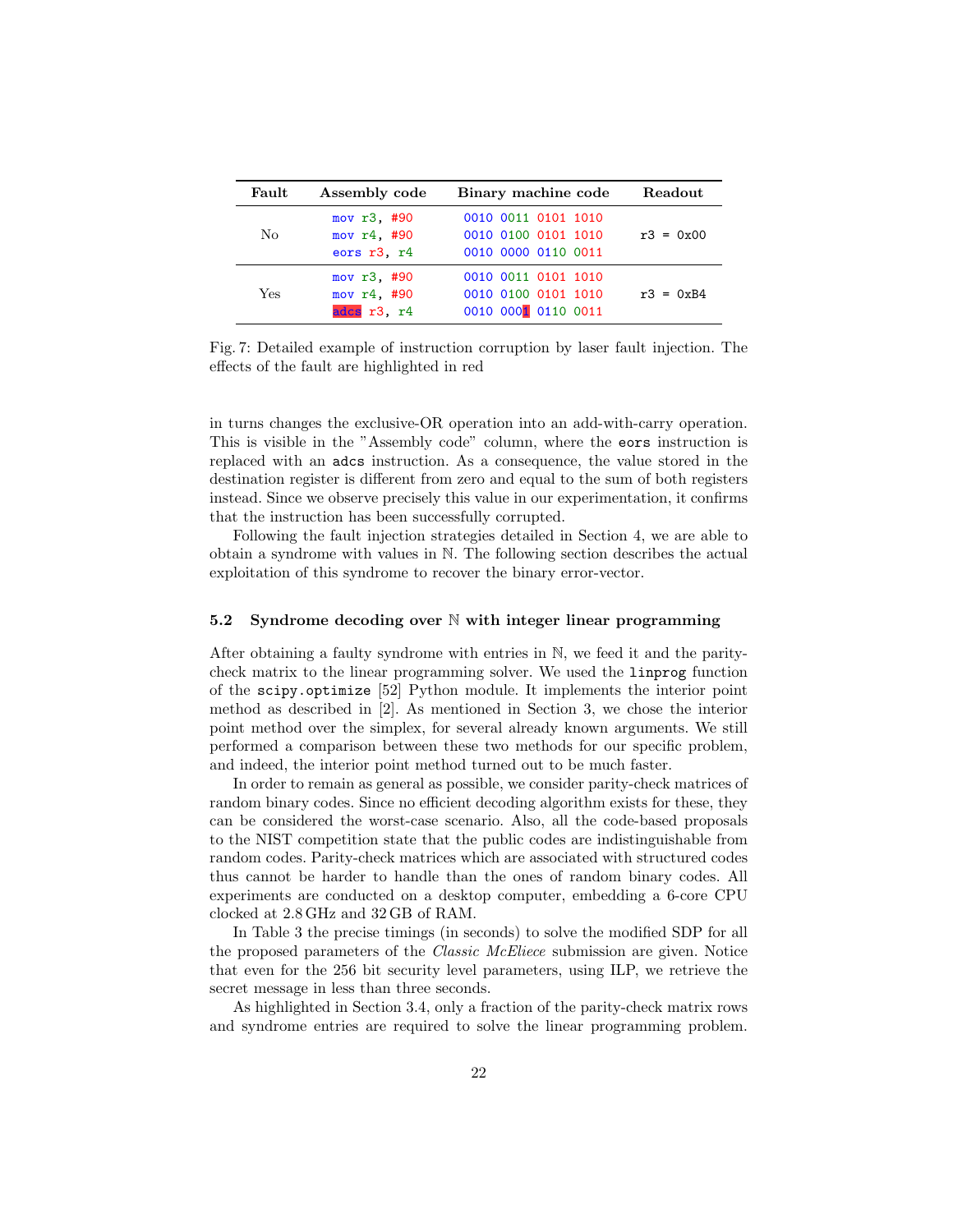| Fault | Assembly code | Binary machine code | Readout |
|---|---|---|---|
| No | `mov r3, #90`<br>`mov r4, #90`<br>`eors r3, r4` | `0010 0011 0101 1010`<br>`0010 0100 0101 1010`<br>`0010 0000 0110 0011` | `r3 = 0x00` |
| Yes | `mov r3, #90`<br>`mov r4, #90`<br>`adcs r3, r4` | `0010 0011 0101 1010`<br>`0010 0100 0101 1010`<br>`0010 0001 0110 0011` | `r3 = 0xB4` |

Fig. 7: Detailed example of instruction corruption by laser fault injection. The effects of the fault are highlighted in red

in turns changes the exclusive-OR operation into an add-with-carry operation. This is visible in the "Assembly code" column, where the `eors` instruction is replaced with an `adcs` instruction. As a consequence, the value stored in the destination register is different from zero and equal to the sum of both registers instead. Since we observe precisely this value in our experimentation, it confirms that the instruction has been successfully corrupted.

Following the fault injection strategies detailed in Section 4, we are able to obtain a syndrome with values in $\mathbb{N}$. The following section describes the actual exploitation of this syndrome to recover the binary error-vector.

### 5.2 Syndrome decoding over $\mathbb{N}$ with integer linear programming

After obtaining a faulty syndrome with entries in $\mathbb{N}$, we feed it and the parity-check matrix to the linear programming solver. We used the `linprog` function of the `scipy.optimize` [52] Python module. It implements the interior point method as described in [2]. As mentioned in Section 3, we chose the interior point method over the simplex, for several already known arguments. We still performed a comparison between these two methods for our specific problem, and indeed, the interior point method turned out to be much faster.

In order to remain as general as possible, we consider parity-check matrices of random binary codes. Since no efficient decoding algorithm exists for these, they can be considered the worst-case scenario. Also, all the code-based proposals to the NIST competition state that the public codes are indistinguishable from random codes. Parity-check matrices which are associated with structured codes thus cannot be harder to handle than the ones of random binary codes. All experiments are conducted on a desktop computer, embedding a 6-core CPU clocked at 2.8 GHz and 32 GB of RAM.

In Table 3 the precise timings (in seconds) to solve the modified SDP for all the proposed parameters of the *Classic McEliece* submission are given. Notice that even for the 256 bit security level parameters, using ILP, we retrieve the secret message in less than three seconds.

As highlighted in Section 3.4, only a fraction of the parity-check matrix rows and syndrome entries are required to solve the linear programming problem.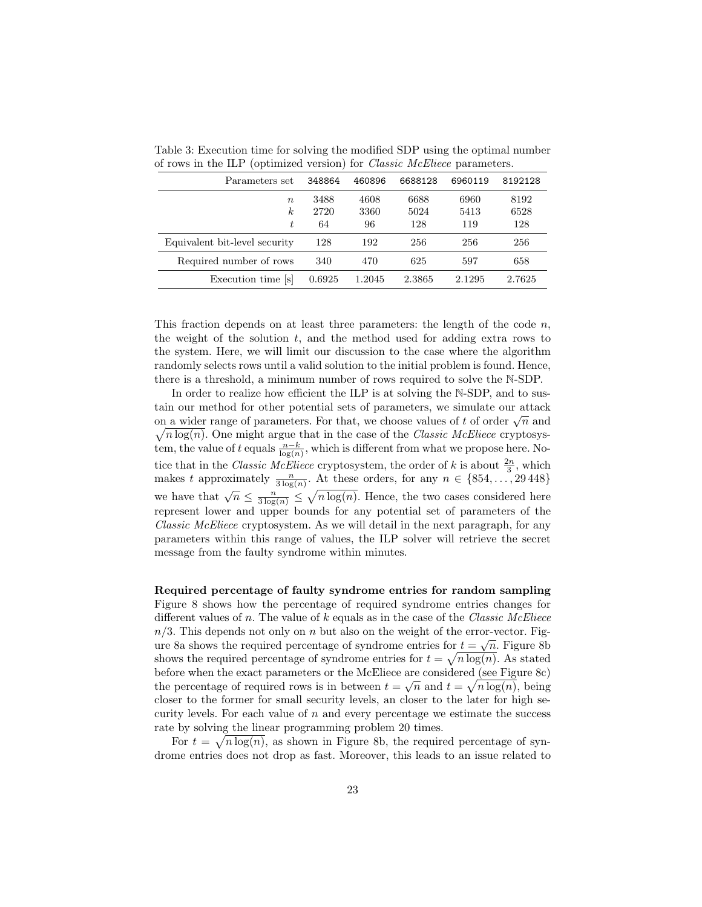Table 3: Execution time for solving the modified SDP using the optimal number of rows in the ILP (optimized version) for *Classic McEliece* parameters.

| Parameters set | 348864 | 460896 | 6688128 | 6960119 | 8192128 |
|---:|---:|---:|---:|---:|---:|
| $n$ | 3488 | 4608 | 6688 | 6960 | 8192 |
| $k$ | 2720 | 3360 | 5024 | 5413 | 6528 |
| $t$ | 64 | 96 | 128 | 119 | 128 |
| Equivalent bit-level security | 128 | 192 | 256 | 256 | 256 |
| Required number of rows | 340 | 470 | 625 | 597 | 658 |
| Execution time [s] | 0.6925 | 1.2045 | 2.3865 | 2.1295 | 2.7625 |

This fraction depends on at least three parameters: the length of the code $n$, the weight of the solution $t$, and the method used for adding extra rows to the system. Here, we will limit our discussion to the case where the algorithm randomly selects rows until a valid solution to the initial problem is found. Hence, there is a threshold, a minimum number of rows required to solve the $\mathbb{N}$-SDP.

In order to realize how efficient the ILP is at solving the $\mathbb{N}$-SDP, and to sustain our method for other potential sets of parameters, we simulate our attack on a wider range of parameters. For that, we choose values of $t$ of order $\sqrt{n}$ and $\sqrt{n\log(n)}$. One might argue that in the case of the *Classic McEliece* cryptosystem, the value of $t$ equals $\frac{n-k}{\log(n)}$, which is different from what we propose here. Notice that in the *Classic McEliece* cryptosystem, the order of $k$ is about $\frac{2n}{3}$, which makes $t$ approximately $\frac{n}{3\log(n)}$. At these orders, for any $n \in \{854, \ldots, 29\,448\}$ we have that $\sqrt{n} \leq \frac{n}{3\log(n)} \leq \sqrt{n\log(n)}$. Hence, the two cases considered here represent lower and upper bounds for any potential set of parameters of the *Classic McEliece* cryptosystem. As we will detail in the next paragraph, for any parameters within this range of values, the ILP solver will retrieve the secret message from the faulty syndrome within minutes.

**Required percentage of faulty syndrome entries for random sampling** Figure 8 shows how the percentage of required syndrome entries changes for different values of $n$. The value of $k$ equals as in the case of the *Classic McEliece* $n/3$. This depends not only on $n$ but also on the weight of the error-vector. Figure 8a shows the required percentage of syndrome entries for $t = \sqrt{n}$. Figure 8b shows the required percentage of syndrome entries for $t = \sqrt{n\log(n)}$. As stated before when the exact parameters or the McEliece are considered (see Figure 8c) the percentage of required rows is in between $t = \sqrt{n}$ and $t = \sqrt{n\log(n)}$, being closer to the former for small security levels, an closer to the later for high security levels. For each value of $n$ and every percentage we estimate the success rate by solving the linear programming problem 20 times.

For $t = \sqrt{n\log(n)}$, as shown in Figure 8b, the required percentage of syndrome entries does not drop as fast. Moreover, this leads to an issue related to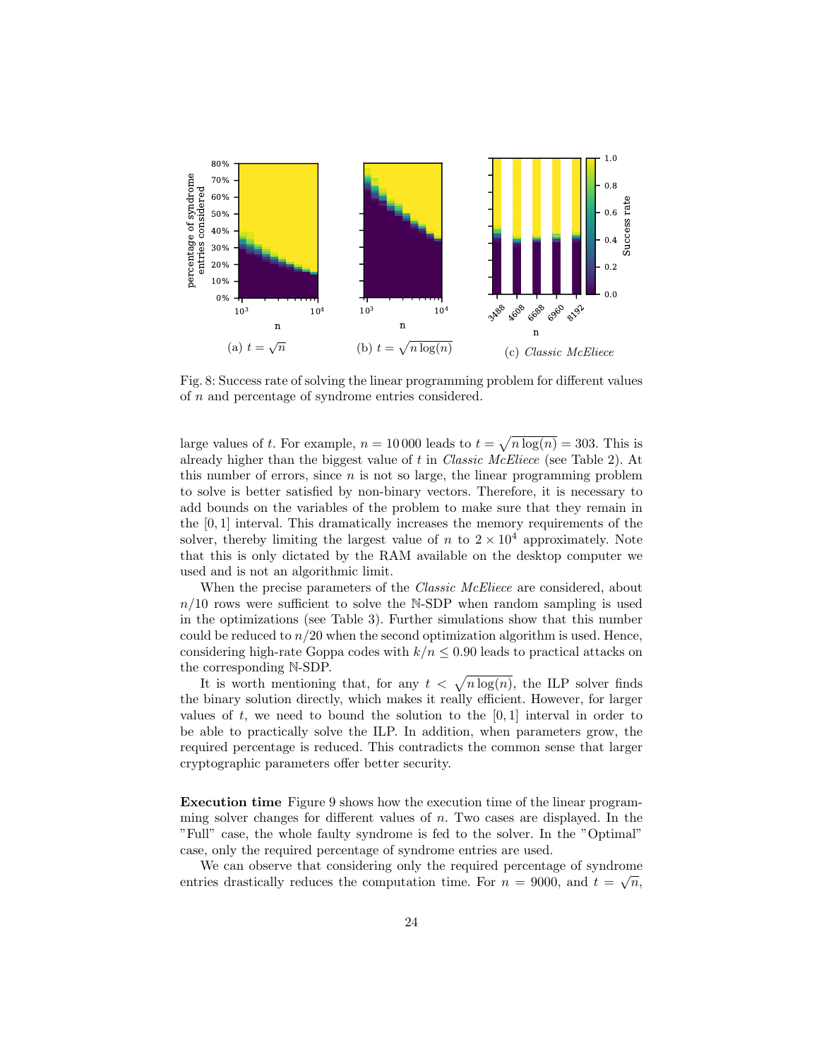Fig. 8: Success rate of solving the linear programming problem for different values of $n$ and percentage of syndrome entries considered.

(a) $t = \sqrt{n}$

(b) $t = \sqrt{n \log(n)}$

(c) *Classic McEliece*

large values of $t$. For example, $n = 10\,000$ leads to $t = \sqrt{n \log(n)} = 303$. This is already higher than the biggest value of $t$ in *Classic McEliece* (see Table 2). At this number of errors, since $n$ is not so large, the linear programming problem to solve is better satisfied by non-binary vectors. Therefore, it is necessary to add bounds on the variables of the problem to make sure that they remain in the $[0, 1]$ interval. This dramatically increases the memory requirements of the solver, thereby limiting the largest value of $n$ to $2 \times 10^4$ approximately. Note that this is only dictated by the RAM available on the desktop computer we used and is not an algorithmic limit.

When the precise parameters of the *Classic McEliece* are considered, about $n/10$ rows were sufficient to solve the $\mathbb{N}$-SDP when random sampling is used in the optimizations (see Table 3). Further simulations show that this number could be reduced to $n/20$ when the second optimization algorithm is used. Hence, considering high-rate Goppa codes with $k/n \leq 0.90$ leads to practical attacks on the corresponding $\mathbb{N}$-SDP.

It is worth mentioning that, for any $t < \sqrt{n \log(n)}$, the ILP solver finds the binary solution directly, which makes it really efficient. However, for larger values of $t$, we need to bound the solution to the $[0, 1]$ interval in order to be able to practically solve the ILP. In addition, when parameters grow, the required percentage is reduced. This contradicts the common sense that larger cryptographic parameters offer better security.

**Execution time** Figure 9 shows how the execution time of the linear programming solver changes for different values of $n$. Two cases are displayed. In the "Full" case, the whole faulty syndrome is fed to the solver. In the "Optimal" case, only the required percentage of syndrome entries are used.

We can observe that considering only the required percentage of syndrome entries drastically reduces the computation time. For $n = 9000$, and $t = \sqrt{n}$,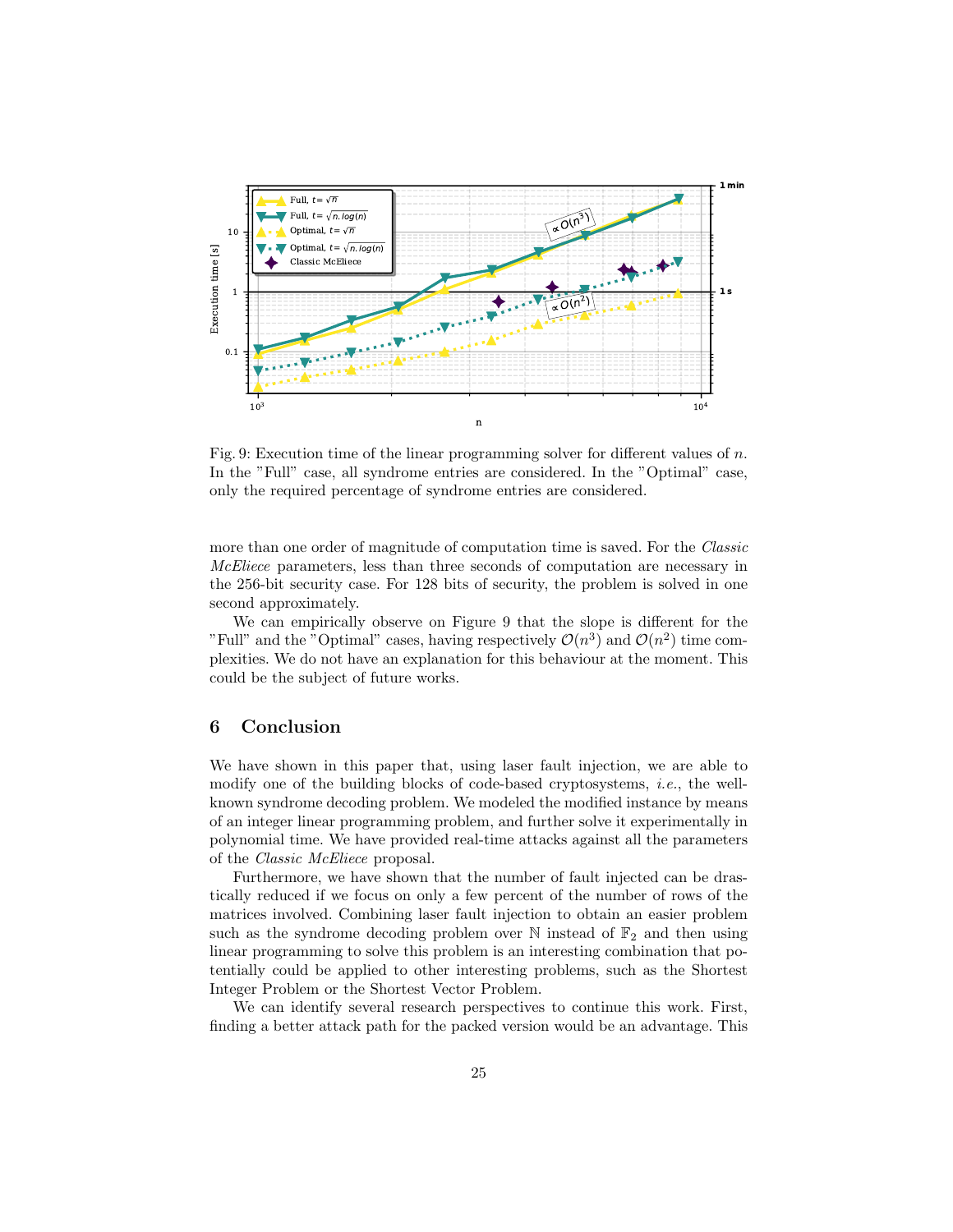Fig. 9: Execution time of the linear programming solver for different values of $n$. In the "Full" case, all syndrome entries are considered. In the "Optimal" case, only the required percentage of syndrome entries are considered.

more than one order of magnitude of computation time is saved. For the *Classic McEliece* parameters, less than three seconds of computation are necessary in the 256-bit security case. For 128 bits of security, the problem is solved in one second approximately.

We can empirically observe on Figure 9 that the slope is different for the "Full" and the "Optimal" cases, having respectively $\mathcal{O}(n^3)$ and $\mathcal{O}(n^2)$ time complexities. We do not have an explanation for this behaviour at the moment. This could be the subject of future works.

## 6 Conclusion

We have shown in this paper that, using laser fault injection, we are able to modify one of the building blocks of code-based cryptosystems, *i.e.*, the well-known syndrome decoding problem. We modeled the modified instance by means of an integer linear programming problem, and further solve it experimentally in polynomial time. We have provided real-time attacks against all the parameters of the *Classic McEliece* proposal.

Furthermore, we have shown that the number of fault injected can be drastically reduced if we focus on only a few percent of the number of rows of the matrices involved. Combining laser fault injection to obtain an easier problem such as the syndrome decoding problem over $\mathbb{N}$ instead of $\mathbb{F}_2$ and then using linear programming to solve this problem is an interesting combination that potentially could be applied to other interesting problems, such as the Shortest Integer Problem or the Shortest Vector Problem.

We can identify several research perspectives to continue this work. First, finding a better attack path for the packed version would be an advantage. This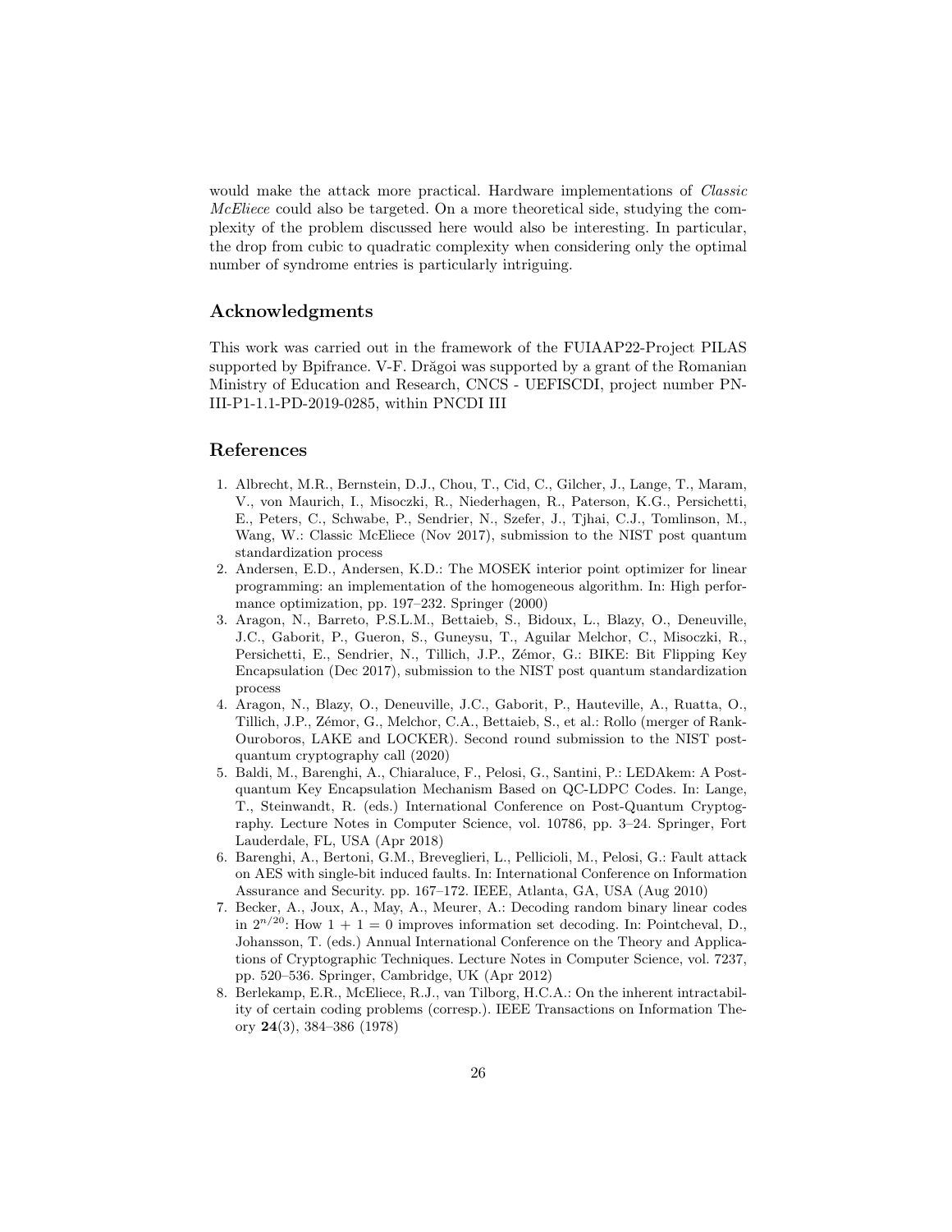would make the attack more practical. Hardware implementations of *Classic McEliece* could also be targeted. On a more theoretical side, studying the complexity of the problem discussed here would also be interesting. In particular, the drop from cubic to quadratic complexity when considering only the optimal number of syndrome entries is particularly intriguing.

## Acknowledgments

This work was carried out in the framework of the FUIAAP22-Project PILAS supported by Bpifrance. V-F. Drăgoi was supported by a grant of the Romanian Ministry of Education and Research, CNCS - UEFISCDI, project number PN-III-P1-1.1-PD-2019-0285, within PNCDI III

## References

1. Albrecht, M.R., Bernstein, D.J., Chou, T., Cid, C., Gilcher, J., Lange, T., Maram, V., von Maurich, I., Misoczki, R., Niederhagen, R., Paterson, K.G., Persichetti, E., Peters, C., Schwabe, P., Sendrier, N., Szefer, J., Tjhai, C.J., Tomlinson, M., Wang, W.: Classic McEliece (Nov 2017), submission to the NIST post quantum standardization process
2. Andersen, E.D., Andersen, K.D.: The MOSEK interior point optimizer for linear programming: an implementation of the homogeneous algorithm. In: High performance optimization, pp. 197–232. Springer (2000)
3. Aragon, N., Barreto, P.S.L.M., Bettaieb, S., Bidoux, L., Blazy, O., Deneuville, J.C., Gaborit, P., Gueron, S., Guneysu, T., Aguilar Melchor, C., Misoczki, R., Persichetti, E., Sendrier, N., Tillich, J.P., Zémor, G.: BIKE: Bit Flipping Key Encapsulation (Dec 2017), submission to the NIST post quantum standardization process
4. Aragon, N., Blazy, O., Deneuville, J.C., Gaborit, P., Hauteville, A., Ruatta, O., Tillich, J.P., Zémor, G., Melchor, C.A., Bettaieb, S., et al.: Rollo (merger of Rank-Ouroboros, LAKE and LOCKER). Second round submission to the NIST post-quantum cryptography call (2020)
5. Baldi, M., Barenghi, A., Chiaraluce, F., Pelosi, G., Santini, P.: LEDAkem: A Post-quantum Key Encapsulation Mechanism Based on QC-LDPC Codes. In: Lange, T., Steinwandt, R. (eds.) International Conference on Post-Quantum Cryptography. Lecture Notes in Computer Science, vol. 10786, pp. 3–24. Springer, Fort Lauderdale, FL, USA (Apr 2018)
6. Barenghi, A., Bertoni, G.M., Breveglieri, L., Pellicioli, M., Pelosi, G.: Fault attack on AES with single-bit induced faults. In: International Conference on Information Assurance and Security. pp. 167–172. IEEE, Atlanta, GA, USA (Aug 2010)
7. Becker, A., Joux, A., May, A., Meurer, A.: Decoding random binary linear codes in $2^{n/20}$: How $1 + 1 = 0$ improves information set decoding. In: Pointcheval, D., Johansson, T. (eds.) Annual International Conference on the Theory and Applications of Cryptographic Techniques. Lecture Notes in Computer Science, vol. 7237, pp. 520–536. Springer, Cambridge, UK (Apr 2012)
8. Berlekamp, E.R., McEliece, R.J., van Tilborg, H.C.A.: On the inherent intractability of certain coding problems (corresp.). IEEE Transactions on Information Theory **24**(3), 384–386 (1978)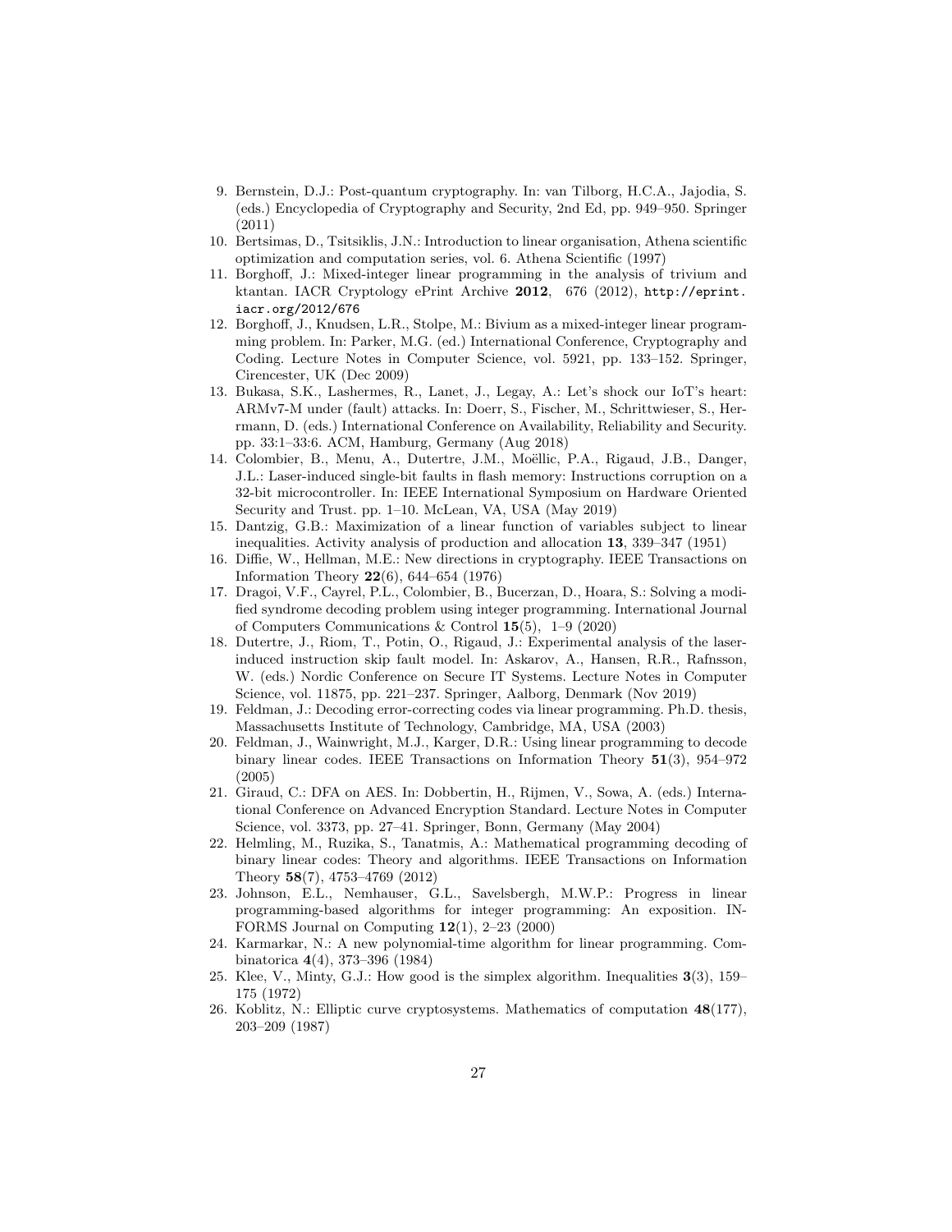9. Bernstein, D.J.: Post-quantum cryptography. In: van Tilborg, H.C.A., Jajodia, S. (eds.) Encyclopedia of Cryptography and Security, 2nd Ed, pp. 949–950. Springer (2011)
10. Bertsimas, D., Tsitsiklis, J.N.: Introduction to linear organisation, Athena scientific optimization and computation series, vol. 6. Athena Scientific (1997)
11. Borghoff, J.: Mixed-integer linear programming in the analysis of trivium and ktantan. IACR Cryptology ePrint Archive **2012**, 676 (2012), http://eprint.iacr.org/2012/676
12. Borghoff, J., Knudsen, L.R., Stolpe, M.: Bivium as a mixed-integer linear programming problem. In: Parker, M.G. (ed.) International Conference, Cryptography and Coding. Lecture Notes in Computer Science, vol. 5921, pp. 133–152. Springer, Cirencester, UK (Dec 2009)
13. Bukasa, S.K., Lashermes, R., Lanet, J., Legay, A.: Let's shock our IoT's heart: ARMv7-M under (fault) attacks. In: Doerr, S., Fischer, M., Schrittwieser, S., Herrmann, D. (eds.) International Conference on Availability, Reliability and Security. pp. 33:1–33:6. ACM, Hamburg, Germany (Aug 2018)
14. Colombier, B., Menu, A., Dutertre, J.M., Moëllic, P.A., Rigaud, J.B., Danger, J.L.: Laser-induced single-bit faults in flash memory: Instructions corruption on a 32-bit microcontroller. In: IEEE International Symposium on Hardware Oriented Security and Trust. pp. 1–10. McLean, VA, USA (May 2019)
15. Dantzig, G.B.: Maximization of a linear function of variables subject to linear inequalities. Activity analysis of production and allocation **13**, 339–347 (1951)
16. Diffie, W., Hellman, M.E.: New directions in cryptography. IEEE Transactions on Information Theory **22**(6), 644–654 (1976)
17. Dragoi, V.F., Cayrel, P.L., Colombier, B., Bucerzan, D., Hoara, S.: Solving a modified syndrome decoding problem using integer programming. International Journal of Computers Communications & Control **15**(5), 1–9 (2020)
18. Dutertre, J., Riom, T., Potin, O., Rigaud, J.: Experimental analysis of the laser-induced instruction skip fault model. In: Askarov, A., Hansen, R.R., Rafnsson, W. (eds.) Nordic Conference on Secure IT Systems. Lecture Notes in Computer Science, vol. 11875, pp. 221–237. Springer, Aalborg, Denmark (Nov 2019)
19. Feldman, J.: Decoding error-correcting codes via linear programming. Ph.D. thesis, Massachusetts Institute of Technology, Cambridge, MA, USA (2003)
20. Feldman, J., Wainwright, M.J., Karger, D.R.: Using linear programming to decode binary linear codes. IEEE Transactions on Information Theory **51**(3), 954–972 (2005)
21. Giraud, C.: DFA on AES. In: Dobbertin, H., Rijmen, V., Sowa, A. (eds.) International Conference on Advanced Encryption Standard. Lecture Notes in Computer Science, vol. 3373, pp. 27–41. Springer, Bonn, Germany (May 2004)
22. Helmling, M., Ruzika, S., Tanatmis, A.: Mathematical programming decoding of binary linear codes: Theory and algorithms. IEEE Transactions on Information Theory **58**(7), 4753–4769 (2012)
23. Johnson, E.L., Nemhauser, G.L., Savelsbergh, M.W.P.: Progress in linear programming-based algorithms for integer programming: An exposition. INFORMS Journal on Computing **12**(1), 2–23 (2000)
24. Karmarkar, N.: A new polynomial-time algorithm for linear programming. Combinatorica **4**(4), 373–396 (1984)
25. Klee, V., Minty, G.J.: How good is the simplex algorithm. Inequalities **3**(3), 159–175 (1972)
26. Koblitz, N.: Elliptic curve cryptosystems. Mathematics of computation **48**(177), 203–209 (1987)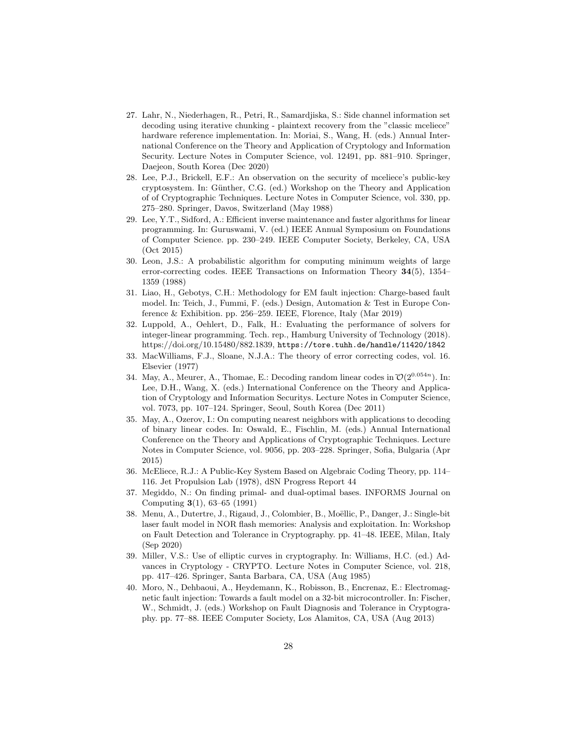27. Lahr, N., Niederhagen, R., Petri, R., Samardjiska, S.: Side channel information set decoding using iterative chunking - plaintext recovery from the "classic mceliece" hardware reference implementation. In: Moriai, S., Wang, H. (eds.) Annual International Conference on the Theory and Application of Cryptology and Information Security. Lecture Notes in Computer Science, vol. 12491, pp. 881–910. Springer, Daejeon, South Korea (Dec 2020)
28. Lee, P.J., Brickell, E.F.: An observation on the security of mceliece's public-key cryptosystem. In: Günther, C.G. (ed.) Workshop on the Theory and Application of of Cryptographic Techniques. Lecture Notes in Computer Science, vol. 330, pp. 275–280. Springer, Davos, Switzerland (May 1988)
29. Lee, Y.T., Sidford, A.: Efficient inverse maintenance and faster algorithms for linear programming. In: Guruswami, V. (ed.) IEEE Annual Symposium on Foundations of Computer Science. pp. 230–249. IEEE Computer Society, Berkeley, CA, USA (Oct 2015)
30. Leon, J.S.: A probabilistic algorithm for computing minimum weights of large error-correcting codes. IEEE Transactions on Information Theory **34**(5), 1354–1359 (1988)
31. Liao, H., Gebotys, C.H.: Methodology for EM fault injection: Charge-based fault model. In: Teich, J., Fummi, F. (eds.) Design, Automation & Test in Europe Conference & Exhibition. pp. 256–259. IEEE, Florence, Italy (Mar 2019)
32. Luppold, A., Oehlert, D., Falk, H.: Evaluating the performance of solvers for integer-linear programming. Tech. rep., Hamburg University of Technology (2018). https://doi.org/10.15480/882.1839, `https://tore.tuhh.de/handle/11420/1842`
33. MacWilliams, F.J., Sloane, N.J.A.: The theory of error correcting codes, vol. 16. Elsevier (1977)
34. May, A., Meurer, A., Thomae, E.: Decoding random linear codes in $\tilde{\mathcal{O}}(2^{0.054n})$. In: Lee, D.H., Wang, X. (eds.) International Conference on the Theory and Application of Cryptology and Information Securitys. Lecture Notes in Computer Science, vol. 7073, pp. 107–124. Springer, Seoul, South Korea (Dec 2011)
35. May, A., Ozerov, I.: On computing nearest neighbors with applications to decoding of binary linear codes. In: Oswald, E., Fischlin, M. (eds.) Annual International Conference on the Theory and Applications of Cryptographic Techniques. Lecture Notes in Computer Science, vol. 9056, pp. 203–228. Springer, Sofia, Bulgaria (Apr 2015)
36. McEliece, R.J.: A Public-Key System Based on Algebraic Coding Theory, pp. 114–116. Jet Propulsion Lab (1978), dSN Progress Report 44
37. Megiddo, N.: On finding primal- and dual-optimal bases. INFORMS Journal on Computing **3**(1), 63–65 (1991)
38. Menu, A., Dutertre, J., Rigaud, J., Colombier, B., Moëllic, P., Danger, J.: Single-bit laser fault model in NOR flash memories: Analysis and exploitation. In: Workshop on Fault Detection and Tolerance in Cryptography. pp. 41–48. IEEE, Milan, Italy (Sep 2020)
39. Miller, V.S.: Use of elliptic curves in cryptography. In: Williams, H.C. (ed.) Advances in Cryptology - CRYPTO. Lecture Notes in Computer Science, vol. 218, pp. 417–426. Springer, Santa Barbara, CA, USA (Aug 1985)
40. Moro, N., Dehbaoui, A., Heydemann, K., Robisson, B., Encrenaz, E.: Electromagnetic fault injection: Towards a fault model on a 32-bit microcontroller. In: Fischer, W., Schmidt, J. (eds.) Workshop on Fault Diagnosis and Tolerance in Cryptography. pp. 77–88. IEEE Computer Society, Los Alamitos, CA, USA (Aug 2013)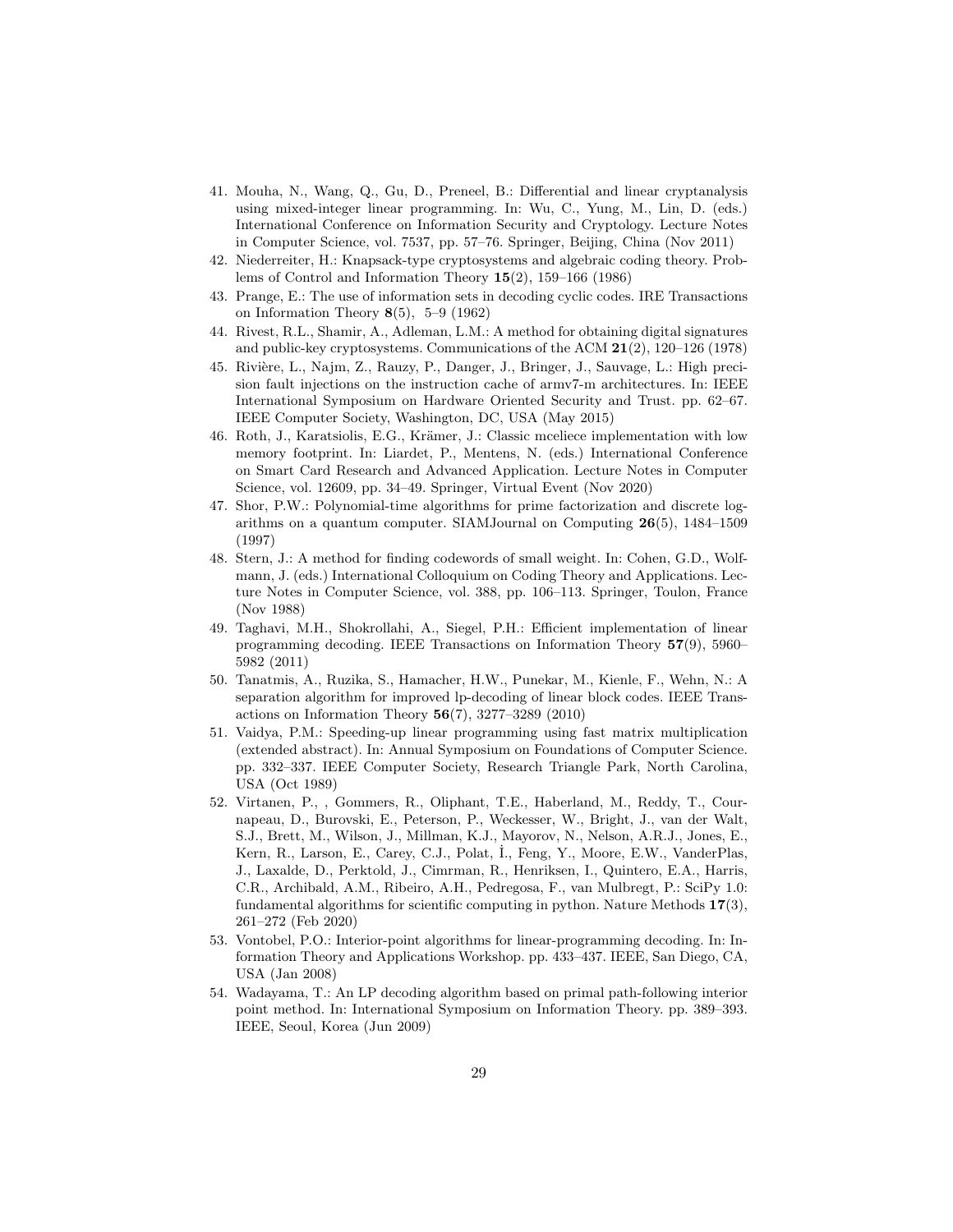41. Mouha, N., Wang, Q., Gu, D., Preneel, B.: Differential and linear cryptanalysis using mixed-integer linear programming. In: Wu, C., Yung, M., Lin, D. (eds.) International Conference on Information Security and Cryptology. Lecture Notes in Computer Science, vol. 7537, pp. 57–76. Springer, Beijing, China (Nov 2011)
42. Niederreiter, H.: Knapsack-type cryptosystems and algebraic coding theory. Problems of Control and Information Theory **15**(2), 159–166 (1986)
43. Prange, E.: The use of information sets in decoding cyclic codes. IRE Transactions on Information Theory **8**(5), 5–9 (1962)
44. Rivest, R.L., Shamir, A., Adleman, L.M.: A method for obtaining digital signatures and public-key cryptosystems. Communications of the ACM **21**(2), 120–126 (1978)
45. Rivière, L., Najm, Z., Rauzy, P., Danger, J., Bringer, J., Sauvage, L.: High precision fault injections on the instruction cache of armv7-m architectures. In: IEEE International Symposium on Hardware Oriented Security and Trust. pp. 62–67. IEEE Computer Society, Washington, DC, USA (May 2015)
46. Roth, J., Karatsiolis, E.G., Krämer, J.: Classic mceliece implementation with low memory footprint. In: Liardet, P., Mentens, N. (eds.) International Conference on Smart Card Research and Advanced Application. Lecture Notes in Computer Science, vol. 12609, pp. 34–49. Springer, Virtual Event (Nov 2020)
47. Shor, P.W.: Polynomial-time algorithms for prime factorization and discrete logarithms on a quantum computer. SIAMJournal on Computing **26**(5), 1484–1509 (1997)
48. Stern, J.: A method for finding codewords of small weight. In: Cohen, G.D., Wolfmann, J. (eds.) International Colloquium on Coding Theory and Applications. Lecture Notes in Computer Science, vol. 388, pp. 106–113. Springer, Toulon, France (Nov 1988)
49. Taghavi, M.H., Shokrollahi, A., Siegel, P.H.: Efficient implementation of linear programming decoding. IEEE Transactions on Information Theory **57**(9), 5960–5982 (2011)
50. Tanatmis, A., Ruzika, S., Hamacher, H.W., Punekar, M., Kienle, F., Wehn, N.: A separation algorithm for improved lp-decoding of linear block codes. IEEE Transactions on Information Theory **56**(7), 3277–3289 (2010)
51. Vaidya, P.M.: Speeding-up linear programming using fast matrix multiplication (extended abstract). In: Annual Symposium on Foundations of Computer Science. pp. 332–337. IEEE Computer Society, Research Triangle Park, North Carolina, USA (Oct 1989)
52. Virtanen, P., , Gommers, R., Oliphant, T.E., Haberland, M., Reddy, T., Cournapeau, D., Burovski, E., Peterson, P., Weckesser, W., Bright, J., van der Walt, S.J., Brett, M., Wilson, J., Millman, K.J., Mayorov, N., Nelson, A.R.J., Jones, E., Kern, R., Larson, E., Carey, C.J., Polat, İ., Feng, Y., Moore, E.W., VanderPlas, J., Laxalde, D., Perktold, J., Cimrman, R., Henriksen, I., Quintero, E.A., Harris, C.R., Archibald, A.M., Ribeiro, A.H., Pedregosa, F., van Mulbregt, P.: SciPy 1.0: fundamental algorithms for scientific computing in python. Nature Methods **17**(3), 261–272 (Feb 2020)
53. Vontobel, P.O.: Interior-point algorithms for linear-programming decoding. In: Information Theory and Applications Workshop. pp. 433–437. IEEE, San Diego, CA, USA (Jan 2008)
54. Wadayama, T.: An LP decoding algorithm based on primal path-following interior point method. In: International Symposium on Information Theory. pp. 389–393. IEEE, Seoul, Korea (Jun 2009)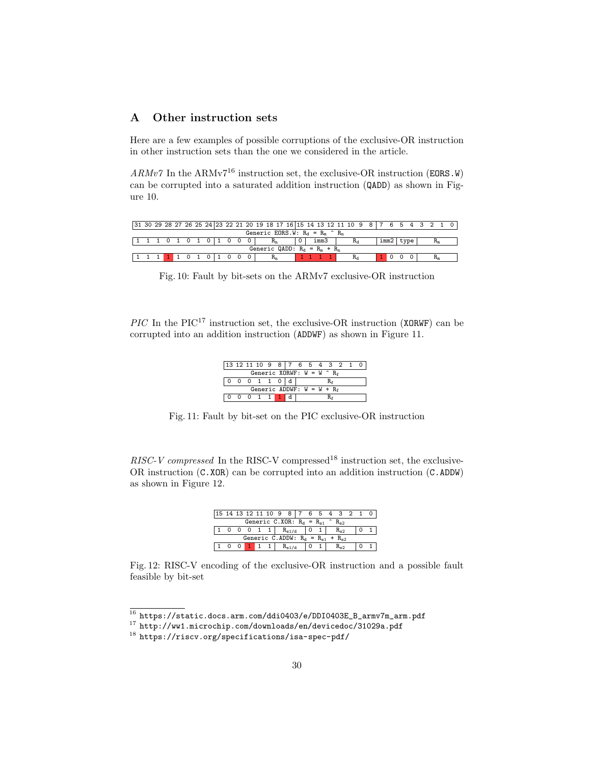## A Other instruction sets

Here are a few examples of possible corruptions of the exclusive-OR instruction in other instruction sets than the one we considered in the article.

*ARMv7* In the ARMv7[16] instruction set, the exclusive-OR instruction (EORS.W) can be corrupted into a saturated addition instruction (QADD) as shown in Figure 10.

| 31 | 30 | 29 | 28 | 27 | 26 | 25 | 24 | 23 | 22 | 21 | 20 | 19–16 | 15 | 14–12 | 11–8 | 7–6 | 5–4 | 3–0 |
|---|---|---|---|---|---|---|---|---|---|---|---|---|---|---|---|---|---|---|
| Generic EORS.W: $R_d = R_m$ ^ $R_n$ | | | | | | | | | | | | | | | | | | |
| 1 | 1 | 1 | 0 | 1 | 0 | 1 | 0 | 1 | 0 | 0 | 0 | $R_n$ | 0 | imm3 | $R_d$ | imm2 | type | $R_m$ |
| Generic QADD: $R_d = R_m + R_n$ | | | | | | | | | | | | | | | | | | |
| 1 | 1 | 1 | **1** | 1 | 0 | 1 | 0 | 1 | 0 | 0 | 0 | $R_n$ | **1** | **1 1 1** | $R_d$ | **1** 0 | 0 0 | $R_m$ |

Fig. 10: Fault by bit-sets on the ARMv7 exclusive-OR instruction

*PIC* In the PIC[17] instruction set, the exclusive-OR instruction (XORWF) can be corrupted into an addition instruction (ADDWF) as shown in Figure 11.

| 13 | 12 | 11 | 10 | 9 | 8 | 7 | 6–0 |
|---|---|---|---|---|---|---|---|
| Generic XORWF: W = W ^ $R_f$ | | | | | | | |
| 0 | 0 | 0 | 1 | 1 | 0 | d | $R_f$ |
| Generic ADDWF: W = W + $R_f$ | | | | | | | |
| 0 | 0 | 0 | 1 | 1 | **1** | d | $R_f$ |

Fig. 11: Fault by bit-set on the PIC exclusive-OR instruction

*RISC-V compressed* In the RISC-V compressed[18] instruction set, the exclusive-OR instruction (C.XOR) can be corrupted into an addition instruction (C.ADDW) as shown in Figure 12.

| 15 | 14 | 13 | 12 | 11 | 10 | 9–7 | 6 | 5 | 4–2 | 1 | 0 |
|---|---|---|---|---|---|---|---|---|---|---|---|
| Generic C.XOR: $R_d = R_{s1}$ ^ $R_{s2}$ | | | | | | | | | | | |
| 1 | 0 | 0 | 0 | 1 | 1 | $R_{s1/d}$ | 0 | 1 | $R_{s2}$ | 0 | 1 |
| Generic C.ADDW: $R_d = R_{s1} + R_{s2}$ | | | | | | | | | | | |
| 1 | 0 | 0 | **1** | 1 | 1 | $R_{s1/d}$ | 0 | 1 | $R_{s2}$ | 0 | 1 |

Fig. 12: RISC-V encoding of the exclusive-OR instruction and a possible fault feasible by bit-set

[16] https://static.docs.arm.com/ddi0403/e/DDI0403E_B_armv7m_arm.pdf

[17] http://ww1.microchip.com/downloads/en/devicedoc/31029a.pdf

[18] https://riscv.org/specifications/isa-spec-pdf/